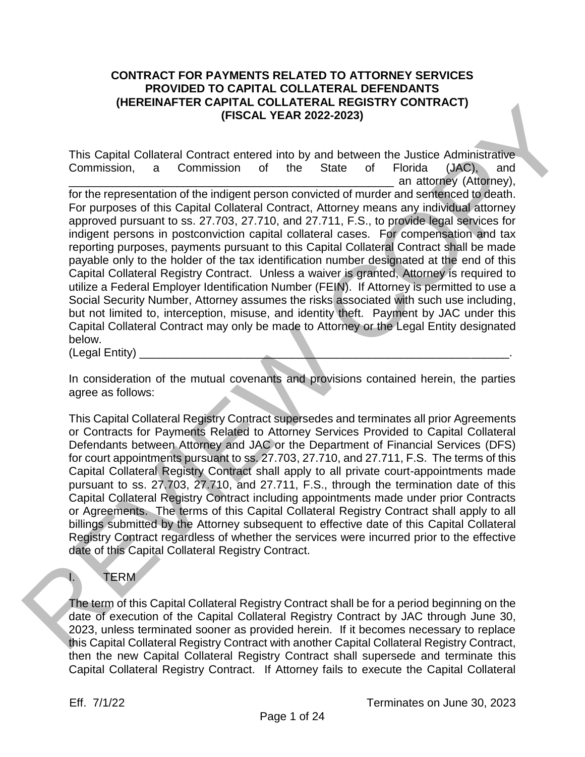# CONTRACT FOR PAYMENTS RELATED TO ATTORNEY SERVICES PROVIDED TO CAPITAL COLLATERAL DEFENDANTS (HEREINAFTER CAPITAL COLLATERAL REGISTRY CONTRACT) (FISCAL YEAR 2022-2023)

This Capital Collateral Contract entered into by and between the Justice Administrative Commission, a Commission of the State of Florida (JAC), and ____________________________________________________ an attorney (Attorney), for the representation of the indigent person convicted of murder and sentenced to death. For purposes of this Capital Collateral Contract, Attorney means any individual attorney approved pursuant to ss. 27.703, 27.710, and 27.711, F.S., to provide legal services for indigent persons in postconviction capital collateral cases. For compensation and tax reporting purposes, payments pursuant to this Capital Collateral Contract shall be made payable only to the holder of the tax identification number designated at the end of this Capital Collateral Registry Contract. Unless a waiver is granted, Attorney is required to utilize a Federal Employer Identification Number (FEIN). If Attorney is permitted to use a Social Security Number, Attorney assumes the risks associated with such use including, but not limited to, interception, misuse, and identity theft. Payment by JAC under this Capital Collateral Contract may only be made to Attorney or the Legal Entity designated below.

(Legal Entity) ____________________________________________________________.

In consideration of the mutual covenants and provisions contained herein, the parties agree as follows:

This Capital Collateral Registry Contract supersedes and terminates all prior Agreements or Contracts for Payments Related to Attorney Services Provided to Capital Collateral Defendants between Attorney and JAC or the Department of Financial Services (DFS) for court appointments pursuant to ss. 27.703, 27.710, and 27.711, F.S. The terms of this Capital Collateral Registry Contract shall apply to all private court-appointments made pursuant to ss. 27.703, 27.710, and 27.711, F.S., through the termination date of this Capital Collateral Registry Contract including appointments made under prior Contracts or Agreements. The terms of this Capital Collateral Registry Contract shall apply to all billings submitted by the Attorney subsequent to effective date of this Capital Collateral Registry Contract regardless of whether the services were incurred prior to the effective date of this Capital Collateral Registry Contract.

## I. TERM

The term of this Capital Collateral Registry Contract shall be for a period beginning on the date of execution of the Capital Collateral Registry Contract by JAC through June 30, 2023, unless terminated sooner as provided herein. If it becomes necessary to replace this Capital Collateral Registry Contract with another Capital Collateral Registry Contract, then the new Capital Collateral Registry Contract shall supersede and terminate this Capital Collateral Registry Contract. If Attorney fails to execute the Capital Collateral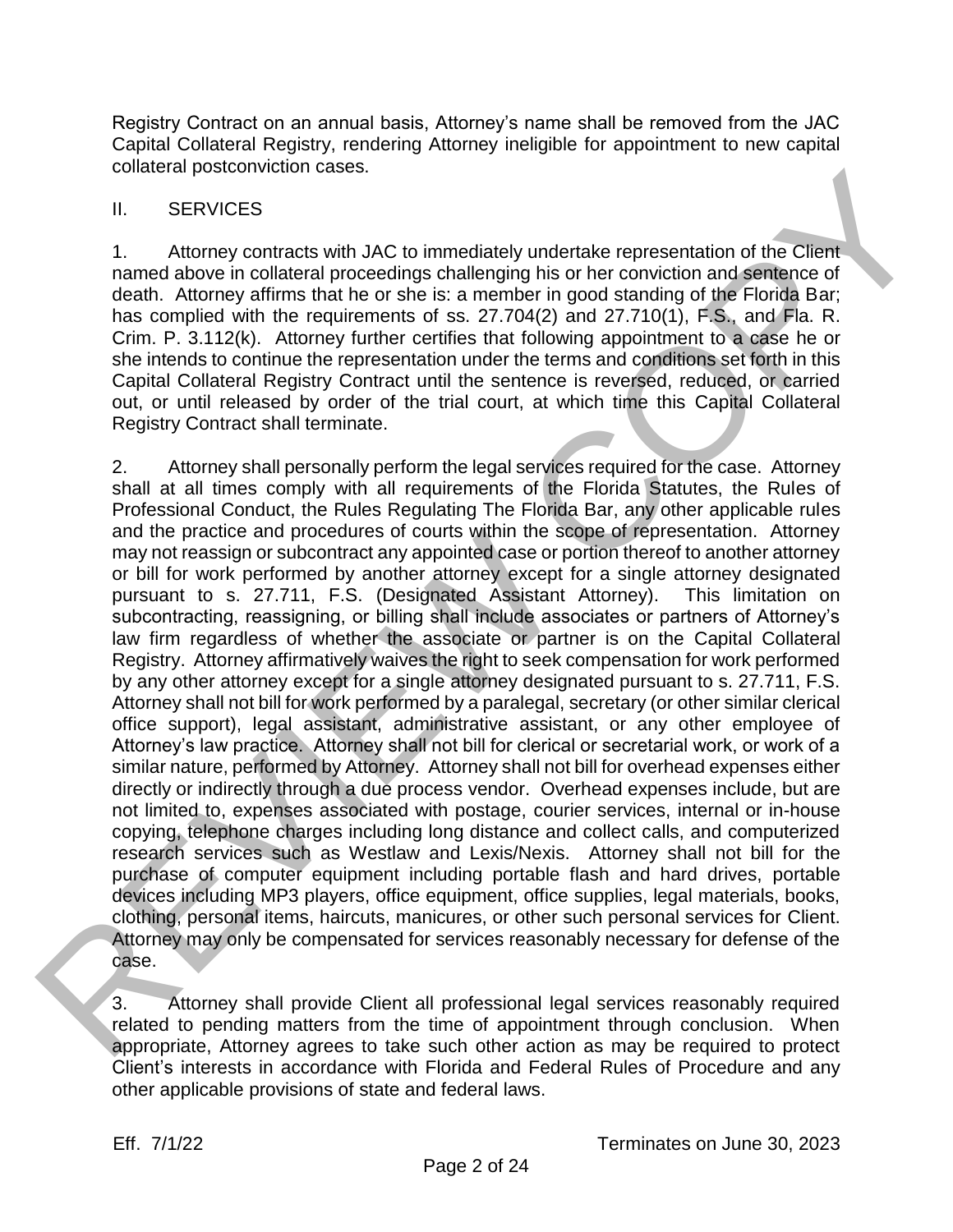Registry Contract on an annual basis, Attorney's name shall be removed from the JAC Capital Collateral Registry, rendering Attorney ineligible for appointment to new capital collateral postconviction cases.

## II. SERVICES

1. Attorney contracts with JAC to immediately undertake representation of the Client named above in collateral proceedings challenging his or her conviction and sentence of death. Attorney affirms that he or she is: a member in good standing of the Florida Bar; has complied with the requirements of ss. 27.704(2) and 27.710(1), F.S., and Fla. R. Crim. P. 3.112(k). Attorney further certifies that following appointment to a case he or she intends to continue the representation under the terms and conditions set forth in this Capital Collateral Registry Contract until the sentence is reversed, reduced, or carried out, or until released by order of the trial court, at which time this Capital Collateral Registry Contract shall terminate.

2. Attorney shall personally perform the legal services required for the case. Attorney shall at all times comply with all requirements of the Florida Statutes, the Rules of Professional Conduct, the Rules Regulating The Florida Bar, any other applicable rules and the practice and procedures of courts within the scope of representation. Attorney may not reassign or subcontract any appointed case or portion thereof to another attorney or bill for work performed by another attorney except for a single attorney designated pursuant to s. 27.711, F.S. (Designated Assistant Attorney). This limitation on subcontracting, reassigning, or billing shall include associates or partners of Attorney's law firm regardless of whether the associate or partner is on the Capital Collateral Registry. Attorney affirmatively waives the right to seek compensation for work performed by any other attorney except for a single attorney designated pursuant to s. 27.711, F.S. Attorney shall not bill for work performed by a paralegal, secretary (or other similar clerical office support), legal assistant, administrative assistant, or any other employee of Attorney's law practice. Attorney shall not bill for clerical or secretarial work, or work of a similar nature, performed by Attorney. Attorney shall not bill for overhead expenses either directly or indirectly through a due process vendor. Overhead expenses include, but are not limited to, expenses associated with postage, courier services, internal or in-house copying, telephone charges including long distance and collect calls, and computerized research services such as Westlaw and Lexis/Nexis. Attorney shall not bill for the purchase of computer equipment including portable flash and hard drives, portable devices including MP3 players, office equipment, office supplies, legal materials, books, clothing, personal items, haircuts, manicures, or other such personal services for Client. Attorney may only be compensated for services reasonably necessary for defense of the case.

3. Attorney shall provide Client all professional legal services reasonably required related to pending matters from the time of appointment through conclusion. When appropriate, Attorney agrees to take such other action as may be required to protect Client's interests in accordance with Florida and Federal Rules of Procedure and any other applicable provisions of state and federal laws.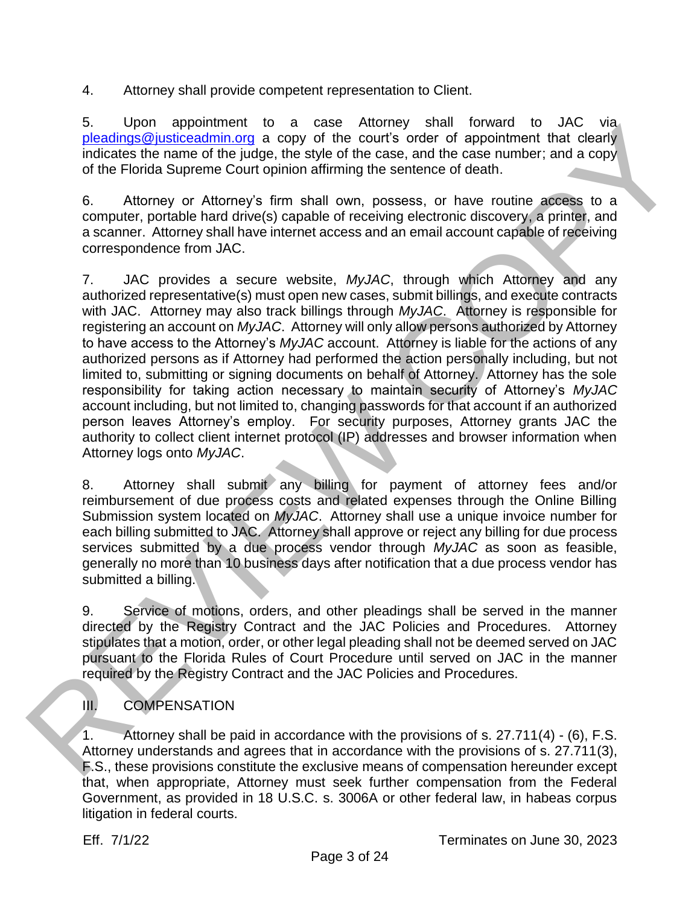4. Attorney shall provide competent representation to Client.

5. Upon appointment to a case Attorney shall forward to JAC via pleadings@justiceadmin.org a copy of the court's order of appointment that clearly indicates the name of the judge, the style of the case, and the case number; and a copy of the Florida Supreme Court opinion affirming the sentence of death.

6. Attorney or Attorney's firm shall own, possess, or have routine access to a computer, portable hard drive(s) capable of receiving electronic discovery, a printer, and a scanner. Attorney shall have internet access and an email account capable of receiving correspondence from JAC.

7. JAC provides a secure website, *MyJAC*, through which Attorney and any authorized representative(s) must open new cases, submit billings, and execute contracts with JAC. Attorney may also track billings through *MyJAC*. Attorney is responsible for registering an account on *MyJAC*. Attorney will only allow persons authorized by Attorney to have access to the Attorney's *MyJAC* account. Attorney is liable for the actions of any authorized persons as if Attorney had performed the action personally including, but not limited to, submitting or signing documents on behalf of Attorney. Attorney has the sole responsibility for taking action necessary to maintain security of Attorney's *MyJAC* account including, but not limited to, changing passwords for that account if an authorized person leaves Attorney's employ. For security purposes, Attorney grants JAC the authority to collect client internet protocol (IP) addresses and browser information when Attorney logs onto *MyJAC*.

8. Attorney shall submit any billing for payment of attorney fees and/or reimbursement of due process costs and related expenses through the Online Billing Submission system located on *MyJAC*. Attorney shall use a unique invoice number for each billing submitted to JAC. Attorney shall approve or reject any billing for due process services submitted by a due process vendor through *MyJAC* as soon as feasible, generally no more than 10 business days after notification that a due process vendor has submitted a billing.

9. Service of motions, orders, and other pleadings shall be served in the manner directed by the Registry Contract and the JAC Policies and Procedures. Attorney stipulates that a motion, order, or other legal pleading shall not be deemed served on JAC pursuant to the Florida Rules of Court Procedure until served on JAC in the manner required by the Registry Contract and the JAC Policies and Procedures.

## III. COMPENSATION

1. Attorney shall be paid in accordance with the provisions of s. 27.711(4) - (6), F.S. Attorney understands and agrees that in accordance with the provisions of s. 27.711(3), F.S., these provisions constitute the exclusive means of compensation hereunder except that, when appropriate, Attorney must seek further compensation from the Federal Government, as provided in 18 U.S.C. s. 3006A or other federal law, in habeas corpus litigation in federal courts.

Eff. 7/1/22 Terminates on June 30, 2023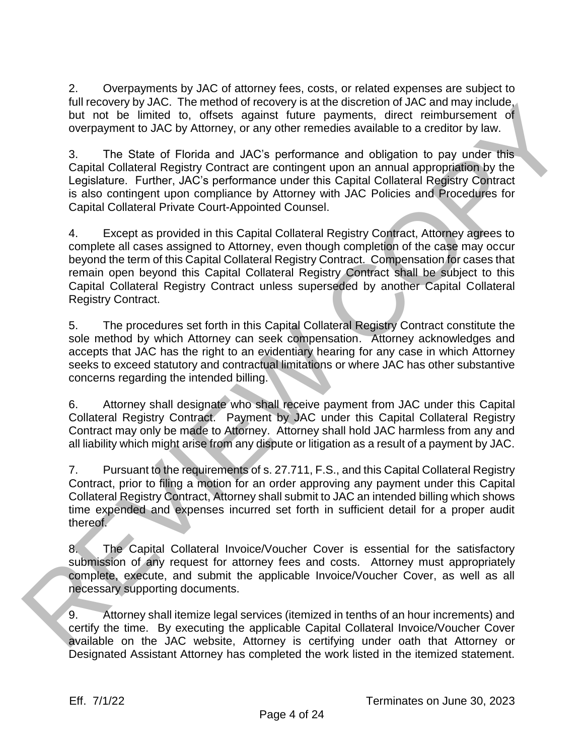2. Overpayments by JAC of attorney fees, costs, or related expenses are subject to full recovery by JAC. The method of recovery is at the discretion of JAC and may include, but not be limited to, offsets against future payments, direct reimbursement of overpayment to JAC by Attorney, or any other remedies available to a creditor by law.

3. The State of Florida and JAC's performance and obligation to pay under this Capital Collateral Registry Contract are contingent upon an annual appropriation by the Legislature. Further, JAC's performance under this Capital Collateral Registry Contract is also contingent upon compliance by Attorney with JAC Policies and Procedures for Capital Collateral Private Court-Appointed Counsel.

4. Except as provided in this Capital Collateral Registry Contract, Attorney agrees to complete all cases assigned to Attorney, even though completion of the case may occur beyond the term of this Capital Collateral Registry Contract. Compensation for cases that remain open beyond this Capital Collateral Registry Contract shall be subject to this Capital Collateral Registry Contract unless superseded by another Capital Collateral Registry Contract.

5. The procedures set forth in this Capital Collateral Registry Contract constitute the sole method by which Attorney can seek compensation. Attorney acknowledges and accepts that JAC has the right to an evidentiary hearing for any case in which Attorney seeks to exceed statutory and contractual limitations or where JAC has other substantive concerns regarding the intended billing.

6. Attorney shall designate who shall receive payment from JAC under this Capital Collateral Registry Contract. Payment by JAC under this Capital Collateral Registry Contract may only be made to Attorney. Attorney shall hold JAC harmless from any and all liability which might arise from any dispute or litigation as a result of a payment by JAC.

7. Pursuant to the requirements of s. 27.711, F.S., and this Capital Collateral Registry Contract, prior to filing a motion for an order approving any payment under this Capital Collateral Registry Contract, Attorney shall submit to JAC an intended billing which shows time expended and expenses incurred set forth in sufficient detail for a proper audit thereof.

8. The Capital Collateral Invoice/Voucher Cover is essential for the satisfactory submission of any request for attorney fees and costs. Attorney must appropriately complete, execute, and submit the applicable Invoice/Voucher Cover, as well as all necessary supporting documents.

9. Attorney shall itemize legal services (itemized in tenths of an hour increments) and certify the time. By executing the applicable Capital Collateral Invoice/Voucher Cover available on the JAC website, Attorney is certifying under oath that Attorney or Designated Assistant Attorney has completed the work listed in the itemized statement.

Eff. 7/1/22 Terminates on June 30, 2023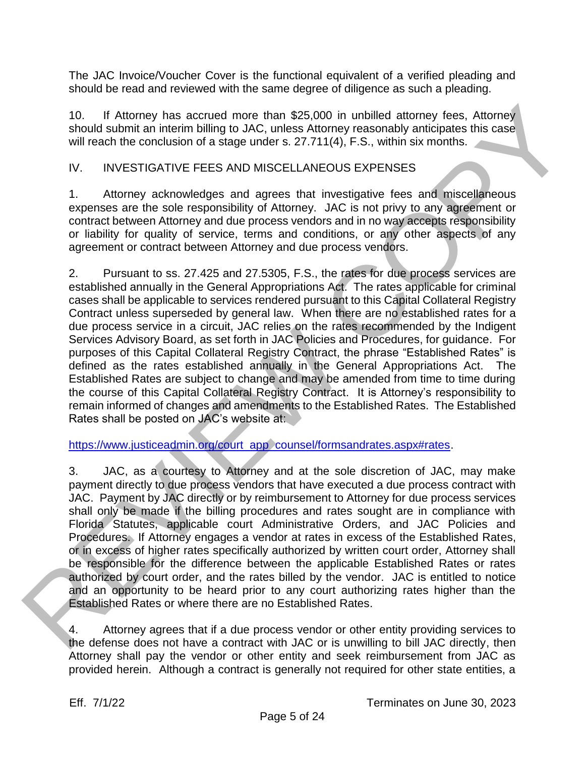The JAC Invoice/Voucher Cover is the functional equivalent of a verified pleading and should be read and reviewed with the same degree of diligence as such a pleading.

10. If Attorney has accrued more than $25,000 in unbilled attorney fees, Attorney should submit an interim billing to JAC, unless Attorney reasonably anticipates this case will reach the conclusion of a stage under s. 27.711(4), F.S., within six months.

## IV. INVESTIGATIVE FEES AND MISCELLANEOUS EXPENSES

1. Attorney acknowledges and agrees that investigative fees and miscellaneous expenses are the sole responsibility of Attorney. JAC is not privy to any agreement or contract between Attorney and due process vendors and in no way accepts responsibility or liability for quality of service, terms and conditions, or any other aspects of any agreement or contract between Attorney and due process vendors.

2. Pursuant to ss. 27.425 and 27.5305, F.S., the rates for due process services are established annually in the General Appropriations Act. The rates applicable for criminal cases shall be applicable to services rendered pursuant to this Capital Collateral Registry Contract unless superseded by general law. When there are no established rates for a due process service in a circuit, JAC relies on the rates recommended by the Indigent Services Advisory Board, as set forth in JAC Policies and Procedures, for guidance. For purposes of this Capital Collateral Registry Contract, the phrase "Established Rates" is defined as the rates established annually in the General Appropriations Act. The Established Rates are subject to change and may be amended from time to time during the course of this Capital Collateral Registry Contract. It is Attorney's responsibility to remain informed of changes and amendments to the Established Rates. The Established Rates shall be posted on JAC's website at:

https://www.justiceadmin.org/court_app_counsel/formsandrates.aspx#rates.

3. JAC, as a courtesy to Attorney and at the sole discretion of JAC, may make payment directly to due process vendors that have executed a due process contract with JAC. Payment by JAC directly or by reimbursement to Attorney for due process services shall only be made if the billing procedures and rates sought are in compliance with Florida Statutes, applicable court Administrative Orders, and JAC Policies and Procedures. If Attorney engages a vendor at rates in excess of the Established Rates, or in excess of higher rates specifically authorized by written court order, Attorney shall be responsible for the difference between the applicable Established Rates or rates authorized by court order, and the rates billed by the vendor. JAC is entitled to notice and an opportunity to be heard prior to any court authorizing rates higher than the Established Rates or where there are no Established Rates.

4. Attorney agrees that if a due process vendor or other entity providing services to the defense does not have a contract with JAC or is unwilling to bill JAC directly, then Attorney shall pay the vendor or other entity and seek reimbursement from JAC as provided herein. Although a contract is generally not required for other state entities, a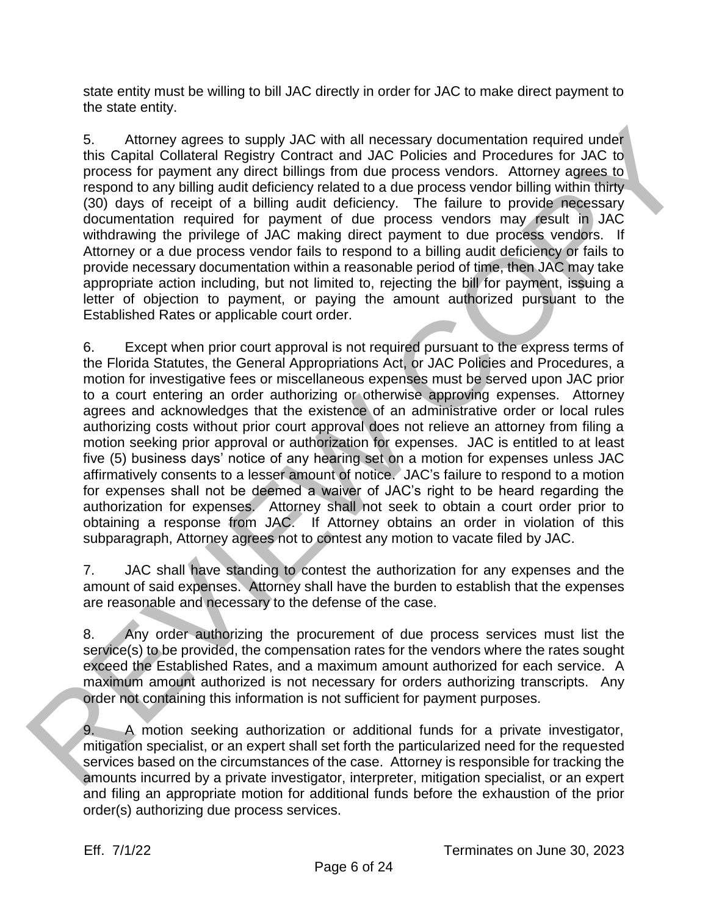state entity must be willing to bill JAC directly in order for JAC to make direct payment to the state entity.

5. Attorney agrees to supply JAC with all necessary documentation required under this Capital Collateral Registry Contract and JAC Policies and Procedures for JAC to process for payment any direct billings from due process vendors. Attorney agrees to respond to any billing audit deficiency related to a due process vendor billing within thirty (30) days of receipt of a billing audit deficiency. The failure to provide necessary documentation required for payment of due process vendors may result in JAC withdrawing the privilege of JAC making direct payment to due process vendors. If Attorney or a due process vendor fails to respond to a billing audit deficiency or fails to provide necessary documentation within a reasonable period of time, then JAC may take appropriate action including, but not limited to, rejecting the bill for payment, issuing a letter of objection to payment, or paying the amount authorized pursuant to the Established Rates or applicable court order.

6. Except when prior court approval is not required pursuant to the express terms of the Florida Statutes, the General Appropriations Act, or JAC Policies and Procedures, a motion for investigative fees or miscellaneous expenses must be served upon JAC prior to a court entering an order authorizing or otherwise approving expenses. Attorney agrees and acknowledges that the existence of an administrative order or local rules authorizing costs without prior court approval does not relieve an attorney from filing a motion seeking prior approval or authorization for expenses. JAC is entitled to at least five (5) business days' notice of any hearing set on a motion for expenses unless JAC affirmatively consents to a lesser amount of notice. JAC's failure to respond to a motion for expenses shall not be deemed a waiver of JAC's right to be heard regarding the authorization for expenses. Attorney shall not seek to obtain a court order prior to obtaining a response from JAC. If Attorney obtains an order in violation of this subparagraph, Attorney agrees not to contest any motion to vacate filed by JAC.

7. JAC shall have standing to contest the authorization for any expenses and the amount of said expenses. Attorney shall have the burden to establish that the expenses are reasonable and necessary to the defense of the case.

8. Any order authorizing the procurement of due process services must list the service(s) to be provided, the compensation rates for the vendors where the rates sought exceed the Established Rates, and a maximum amount authorized for each service. A maximum amount authorized is not necessary for orders authorizing transcripts. Any order not containing this information is not sufficient for payment purposes.

9. A motion seeking authorization or additional funds for a private investigator, mitigation specialist, or an expert shall set forth the particularized need for the requested services based on the circumstances of the case. Attorney is responsible for tracking the amounts incurred by a private investigator, interpreter, mitigation specialist, or an expert and filing an appropriate motion for additional funds before the exhaustion of the prior order(s) authorizing due process services.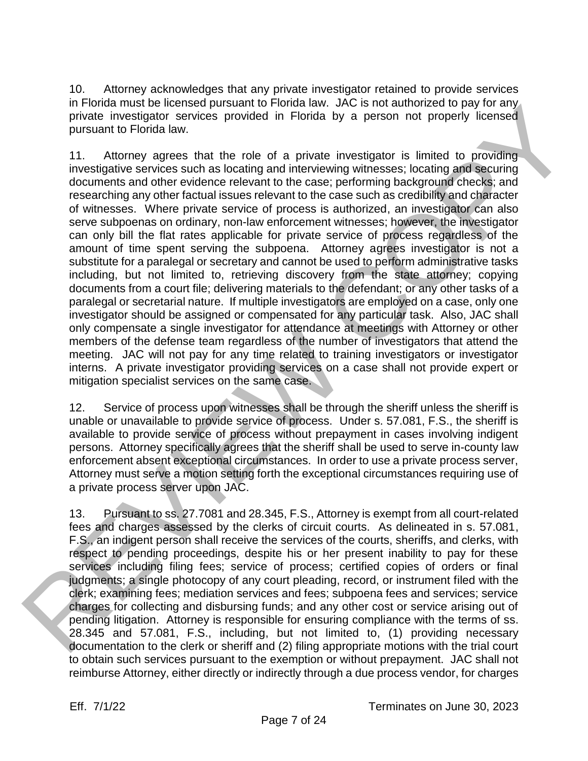10. Attorney acknowledges that any private investigator retained to provide services in Florida must be licensed pursuant to Florida law. JAC is not authorized to pay for any private investigator services provided in Florida by a person not properly licensed pursuant to Florida law.

11. Attorney agrees that the role of a private investigator is limited to providing investigative services such as locating and interviewing witnesses; locating and securing documents and other evidence relevant to the case; performing background checks; and researching any other factual issues relevant to the case such as credibility and character of witnesses. Where private service of process is authorized, an investigator can also serve subpoenas on ordinary, non-law enforcement witnesses; however, the investigator can only bill the flat rates applicable for private service of process regardless of the amount of time spent serving the subpoena. Attorney agrees investigator is not a substitute for a paralegal or secretary and cannot be used to perform administrative tasks including, but not limited to, retrieving discovery from the state attorney; copying documents from a court file; delivering materials to the defendant; or any other tasks of a paralegal or secretarial nature. If multiple investigators are employed on a case, only one investigator should be assigned or compensated for any particular task. Also, JAC shall only compensate a single investigator for attendance at meetings with Attorney or other members of the defense team regardless of the number of investigators that attend the meeting. JAC will not pay for any time related to training investigators or investigator interns. A private investigator providing services on a case shall not provide expert or mitigation specialist services on the same case.

12. Service of process upon witnesses shall be through the sheriff unless the sheriff is unable or unavailable to provide service of process. Under s. 57.081, F.S., the sheriff is available to provide service of process without prepayment in cases involving indigent persons. Attorney specifically agrees that the sheriff shall be used to serve in-county law enforcement absent exceptional circumstances. In order to use a private process server, Attorney must serve a motion setting forth the exceptional circumstances requiring use of a private process server upon JAC.

13. Pursuant to ss. 27.7081 and 28.345, F.S., Attorney is exempt from all court-related fees and charges assessed by the clerks of circuit courts. As delineated in s. 57.081, F.S., an indigent person shall receive the services of the courts, sheriffs, and clerks, with respect to pending proceedings, despite his or her present inability to pay for these services including filing fees; service of process; certified copies of orders or final judgments; a single photocopy of any court pleading, record, or instrument filed with the clerk; examining fees; mediation services and fees; subpoena fees and services; service charges for collecting and disbursing funds; and any other cost or service arising out of pending litigation. Attorney is responsible for ensuring compliance with the terms of ss. 28.345 and 57.081, F.S., including, but not limited to, (1) providing necessary documentation to the clerk or sheriff and (2) filing appropriate motions with the trial court to obtain such services pursuant to the exemption or without prepayment. JAC shall not reimburse Attorney, either directly or indirectly through a due process vendor, for charges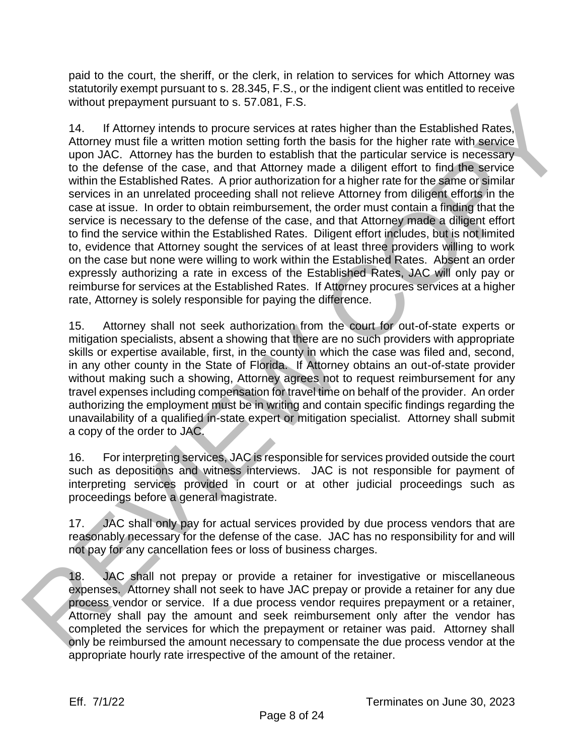paid to the court, the sheriff, or the clerk, in relation to services for which Attorney was statutorily exempt pursuant to s. 28.345, F.S., or the indigent client was entitled to receive without prepayment pursuant to s. 57.081, F.S.

14. If Attorney intends to procure services at rates higher than the Established Rates, Attorney must file a written motion setting forth the basis for the higher rate with service upon JAC. Attorney has the burden to establish that the particular service is necessary to the defense of the case, and that Attorney made a diligent effort to find the service within the Established Rates. A prior authorization for a higher rate for the same or similar services in an unrelated proceeding shall not relieve Attorney from diligent efforts in the case at issue. In order to obtain reimbursement, the order must contain a finding that the service is necessary to the defense of the case, and that Attorney made a diligent effort to find the service within the Established Rates. Diligent effort includes, but is not limited to, evidence that Attorney sought the services of at least three providers willing to work on the case but none were willing to work within the Established Rates. Absent an order expressly authorizing a rate in excess of the Established Rates, JAC will only pay or reimburse for services at the Established Rates. If Attorney procures services at a higher rate, Attorney is solely responsible for paying the difference.

15. Attorney shall not seek authorization from the court for out-of-state experts or mitigation specialists, absent a showing that there are no such providers with appropriate skills or expertise available, first, in the county in which the case was filed and, second, in any other county in the State of Florida. If Attorney obtains an out-of-state provider without making such a showing, Attorney agrees not to request reimbursement for any travel expenses including compensation for travel time on behalf of the provider. An order authorizing the employment must be in writing and contain specific findings regarding the unavailability of a qualified in-state expert or mitigation specialist. Attorney shall submit a copy of the order to JAC.

16. For interpreting services, JAC is responsible for services provided outside the court such as depositions and witness interviews. JAC is not responsible for payment of interpreting services provided in court or at other judicial proceedings such as proceedings before a general magistrate.

17. JAC shall only pay for actual services provided by due process vendors that are reasonably necessary for the defense of the case. JAC has no responsibility for and will not pay for any cancellation fees or loss of business charges.

18. JAC shall not prepay or provide a retainer for investigative or miscellaneous expenses. Attorney shall not seek to have JAC prepay or provide a retainer for any due process vendor or service. If a due process vendor requires prepayment or a retainer, Attorney shall pay the amount and seek reimbursement only after the vendor has completed the services for which the prepayment or retainer was paid. Attorney shall only be reimbursed the amount necessary to compensate the due process vendor at the appropriate hourly rate irrespective of the amount of the retainer.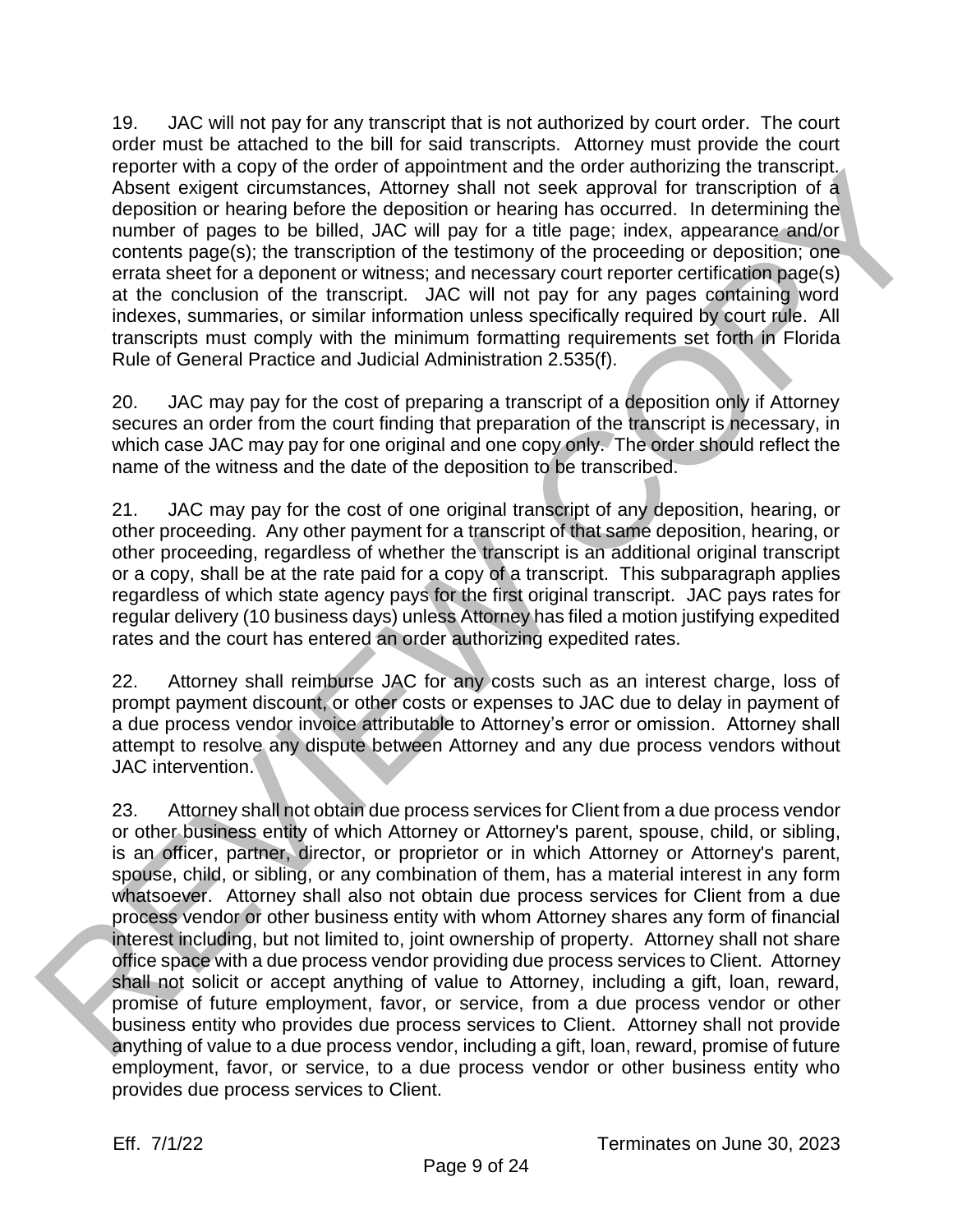19. JAC will not pay for any transcript that is not authorized by court order. The court order must be attached to the bill for said transcripts. Attorney must provide the court reporter with a copy of the order of appointment and the order authorizing the transcript. Absent exigent circumstances, Attorney shall not seek approval for transcription of a deposition or hearing before the deposition or hearing has occurred. In determining the number of pages to be billed, JAC will pay for a title page; index, appearance and/or contents page(s); the transcription of the testimony of the proceeding or deposition; one errata sheet for a deponent or witness; and necessary court reporter certification page(s) at the conclusion of the transcript. JAC will not pay for any pages containing word indexes, summaries, or similar information unless specifically required by court rule. All transcripts must comply with the minimum formatting requirements set forth in Florida Rule of General Practice and Judicial Administration 2.535(f).

20. JAC may pay for the cost of preparing a transcript of a deposition only if Attorney secures an order from the court finding that preparation of the transcript is necessary, in which case JAC may pay for one original and one copy only. The order should reflect the name of the witness and the date of the deposition to be transcribed.

21. JAC may pay for the cost of one original transcript of any deposition, hearing, or other proceeding. Any other payment for a transcript of that same deposition, hearing, or other proceeding, regardless of whether the transcript is an additional original transcript or a copy, shall be at the rate paid for a copy of a transcript. This subparagraph applies regardless of which state agency pays for the first original transcript. JAC pays rates for regular delivery (10 business days) unless Attorney has filed a motion justifying expedited rates and the court has entered an order authorizing expedited rates.

22. Attorney shall reimburse JAC for any costs such as an interest charge, loss of prompt payment discount, or other costs or expenses to JAC due to delay in payment of a due process vendor invoice attributable to Attorney's error or omission. Attorney shall attempt to resolve any dispute between Attorney and any due process vendors without JAC intervention.

23. Attorney shall not obtain due process services for Client from a due process vendor or other business entity of which Attorney or Attorney's parent, spouse, child, or sibling, is an officer, partner, director, or proprietor or in which Attorney or Attorney's parent, spouse, child, or sibling, or any combination of them, has a material interest in any form whatsoever. Attorney shall also not obtain due process services for Client from a due process vendor or other business entity with whom Attorney shares any form of financial interest including, but not limited to, joint ownership of property. Attorney shall not share office space with a due process vendor providing due process services to Client. Attorney shall not solicit or accept anything of value to Attorney, including a gift, loan, reward, promise of future employment, favor, or service, from a due process vendor or other business entity who provides due process services to Client. Attorney shall not provide anything of value to a due process vendor, including a gift, loan, reward, promise of future employment, favor, or service, to a due process vendor or other business entity who provides due process services to Client.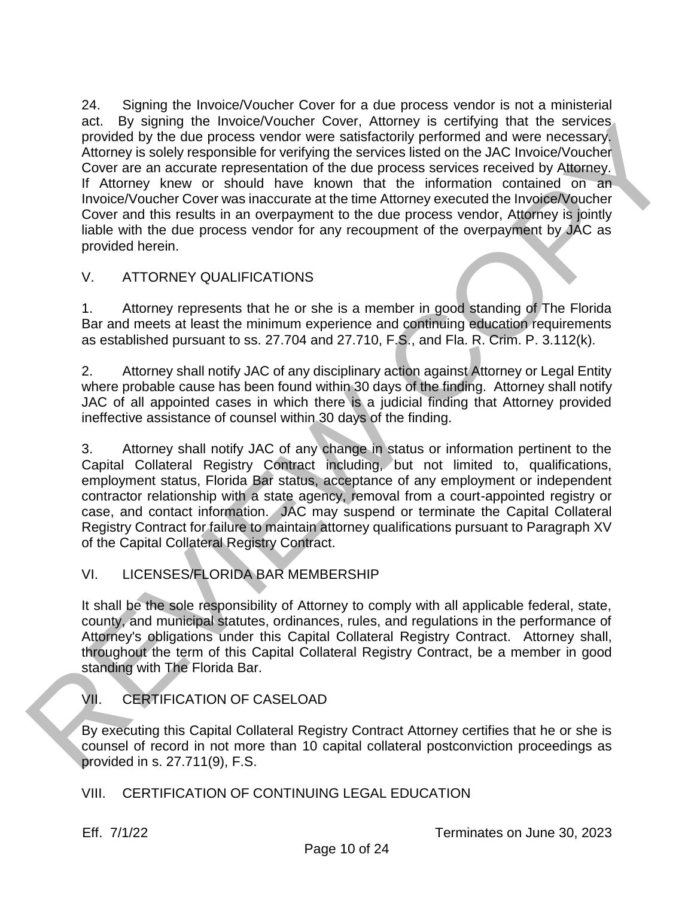24. Signing the Invoice/Voucher Cover for a due process vendor is not a ministerial act. By signing the Invoice/Voucher Cover, Attorney is certifying that the services provided by the due process vendor were satisfactorily performed and were necessary. Attorney is solely responsible for verifying the services listed on the JAC Invoice/Voucher Cover are an accurate representation of the due process services received by Attorney. If Attorney knew or should have known that the information contained on an Invoice/Voucher Cover was inaccurate at the time Attorney executed the Invoice/Voucher Cover and this results in an overpayment to the due process vendor, Attorney is jointly liable with the due process vendor for any recoupment of the overpayment by JAC as provided herein.

## V. ATTORNEY QUALIFICATIONS

1. Attorney represents that he or she is a member in good standing of The Florida Bar and meets at least the minimum experience and continuing education requirements as established pursuant to ss. 27.704 and 27.710, F.S., and Fla. R. Crim. P. 3.112(k).

2. Attorney shall notify JAC of any disciplinary action against Attorney or Legal Entity where probable cause has been found within 30 days of the finding. Attorney shall notify JAC of all appointed cases in which there is a judicial finding that Attorney provided ineffective assistance of counsel within 30 days of the finding.

3. Attorney shall notify JAC of any change in status or information pertinent to the Capital Collateral Registry Contract including, but not limited to, qualifications, employment status, Florida Bar status, acceptance of any employment or independent contractor relationship with a state agency, removal from a court-appointed registry or case, and contact information. JAC may suspend or terminate the Capital Collateral Registry Contract for failure to maintain attorney qualifications pursuant to Paragraph XV of the Capital Collateral Registry Contract.

## VI. LICENSES/FLORIDA BAR MEMBERSHIP

It shall be the sole responsibility of Attorney to comply with all applicable federal, state, county, and municipal statutes, ordinances, rules, and regulations in the performance of Attorney's obligations under this Capital Collateral Registry Contract. Attorney shall, throughout the term of this Capital Collateral Registry Contract, be a member in good standing with The Florida Bar.

## VII. CERTIFICATION OF CASELOAD

By executing this Capital Collateral Registry Contract Attorney certifies that he or she is counsel of record in not more than 10 capital collateral postconviction proceedings as provided in s. 27.711(9), F.S.

## VIII. CERTIFICATION OF CONTINUING LEGAL EDUCATION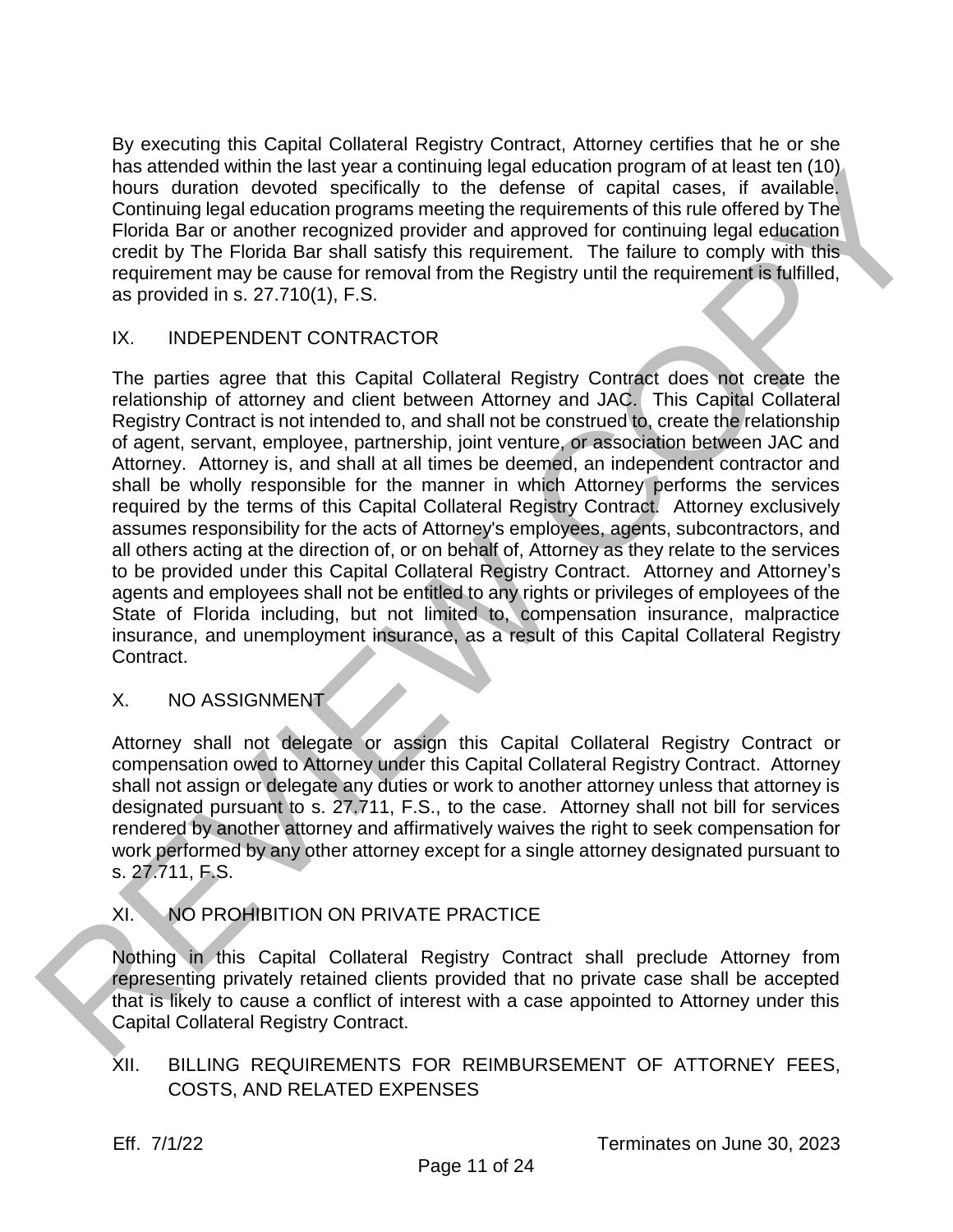By executing this Capital Collateral Registry Contract, Attorney certifies that he or she has attended within the last year a continuing legal education program of at least ten (10) hours duration devoted specifically to the defense of capital cases, if available. Continuing legal education programs meeting the requirements of this rule offered by The Florida Bar or another recognized provider and approved for continuing legal education credit by The Florida Bar shall satisfy this requirement. The failure to comply with this requirement may be cause for removal from the Registry until the requirement is fulfilled, as provided in s. 27.710(1), F.S.

## IX. INDEPENDENT CONTRACTOR

The parties agree that this Capital Collateral Registry Contract does not create the relationship of attorney and client between Attorney and JAC. This Capital Collateral Registry Contract is not intended to, and shall not be construed to, create the relationship of agent, servant, employee, partnership, joint venture, or association between JAC and Attorney. Attorney is, and shall at all times be deemed, an independent contractor and shall be wholly responsible for the manner in which Attorney performs the services required by the terms of this Capital Collateral Registry Contract. Attorney exclusively assumes responsibility for the acts of Attorney's employees, agents, subcontractors, and all others acting at the direction of, or on behalf of, Attorney as they relate to the services to be provided under this Capital Collateral Registry Contract. Attorney and Attorney's agents and employees shall not be entitled to any rights or privileges of employees of the State of Florida including, but not limited to, compensation insurance, malpractice insurance, and unemployment insurance, as a result of this Capital Collateral Registry Contract.

## X. NO ASSIGNMENT

Attorney shall not delegate or assign this Capital Collateral Registry Contract or compensation owed to Attorney under this Capital Collateral Registry Contract. Attorney shall not assign or delegate any duties or work to another attorney unless that attorney is designated pursuant to s. 27.711, F.S., to the case. Attorney shall not bill for services rendered by another attorney and affirmatively waives the right to seek compensation for work performed by any other attorney except for a single attorney designated pursuant to s. 27.711, F.S.

## XI. NO PROHIBITION ON PRIVATE PRACTICE

Nothing in this Capital Collateral Registry Contract shall preclude Attorney from representing privately retained clients provided that no private case shall be accepted that is likely to cause a conflict of interest with a case appointed to Attorney under this Capital Collateral Registry Contract.

## XII. BILLING REQUIREMENTS FOR REIMBURSEMENT OF ATTORNEY FEES, COSTS, AND RELATED EXPENSES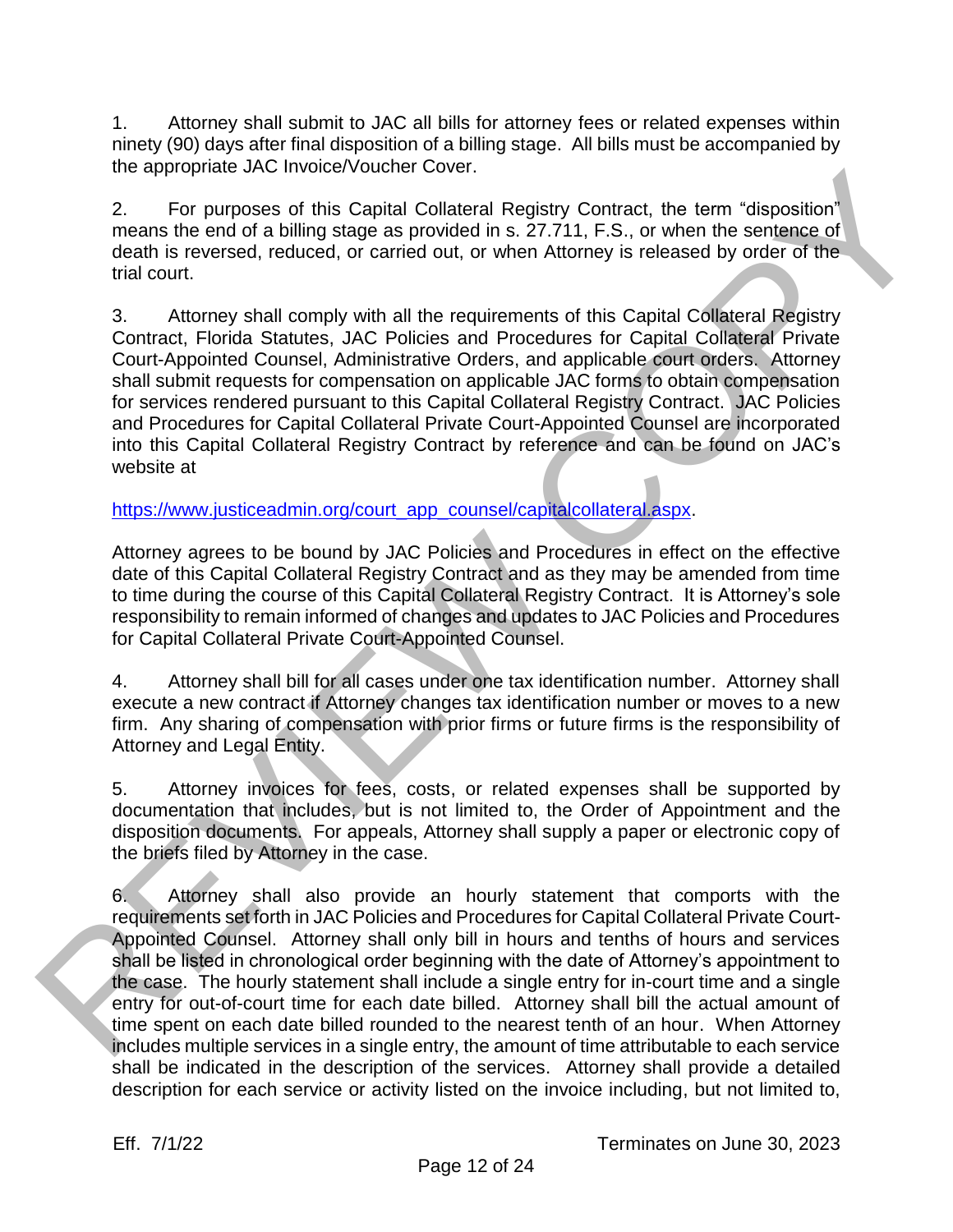1. Attorney shall submit to JAC all bills for attorney fees or related expenses within ninety (90) days after final disposition of a billing stage. All bills must be accompanied by the appropriate JAC Invoice/Voucher Cover.

2. For purposes of this Capital Collateral Registry Contract, the term "disposition" means the end of a billing stage as provided in s. 27.711, F.S., or when the sentence of death is reversed, reduced, or carried out, or when Attorney is released by order of the trial court.

3. Attorney shall comply with all the requirements of this Capital Collateral Registry Contract, Florida Statutes, JAC Policies and Procedures for Capital Collateral Private Court-Appointed Counsel, Administrative Orders, and applicable court orders. Attorney shall submit requests for compensation on applicable JAC forms to obtain compensation for services rendered pursuant to this Capital Collateral Registry Contract. JAC Policies and Procedures for Capital Collateral Private Court-Appointed Counsel are incorporated into this Capital Collateral Registry Contract by reference and can be found on JAC's website at

https://www.justiceadmin.org/court_app_counsel/capitalcollateral.aspx.

Attorney agrees to be bound by JAC Policies and Procedures in effect on the effective date of this Capital Collateral Registry Contract and as they may be amended from time to time during the course of this Capital Collateral Registry Contract. It is Attorney's sole responsibility to remain informed of changes and updates to JAC Policies and Procedures for Capital Collateral Private Court-Appointed Counsel.

4. Attorney shall bill for all cases under one tax identification number. Attorney shall execute a new contract if Attorney changes tax identification number or moves to a new firm. Any sharing of compensation with prior firms or future firms is the responsibility of Attorney and Legal Entity.

5. Attorney invoices for fees, costs, or related expenses shall be supported by documentation that includes, but is not limited to, the Order of Appointment and the disposition documents. For appeals, Attorney shall supply a paper or electronic copy of the briefs filed by Attorney in the case.

6. Attorney shall also provide an hourly statement that comports with the requirements set forth in JAC Policies and Procedures for Capital Collateral Private Court-Appointed Counsel. Attorney shall only bill in hours and tenths of hours and services shall be listed in chronological order beginning with the date of Attorney's appointment to the case. The hourly statement shall include a single entry for in-court time and a single entry for out-of-court time for each date billed. Attorney shall bill the actual amount of time spent on each date billed rounded to the nearest tenth of an hour. When Attorney includes multiple services in a single entry, the amount of time attributable to each service shall be indicated in the description of the services. Attorney shall provide a detailed description for each service or activity listed on the invoice including, but not limited to,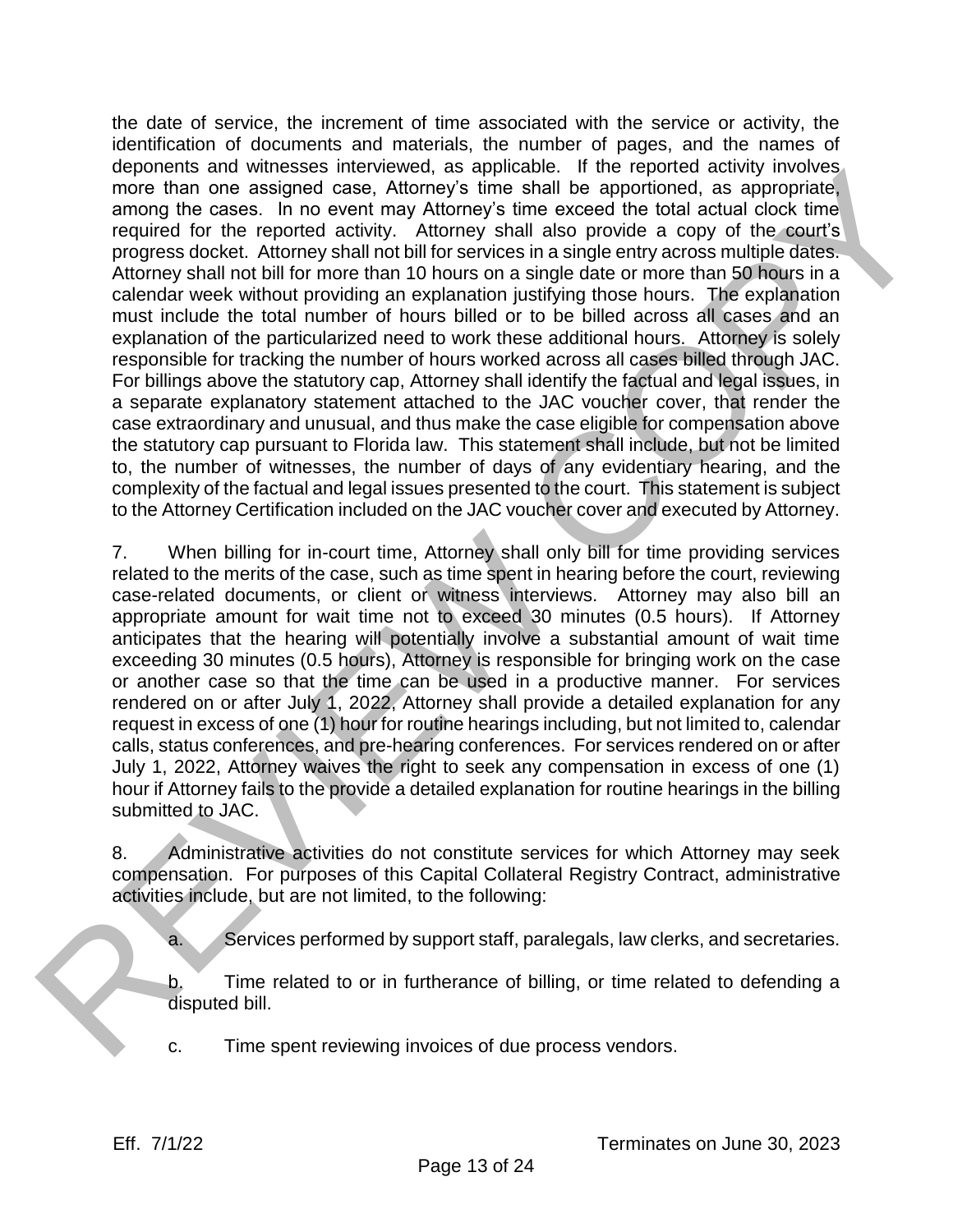the date of service, the increment of time associated with the service or activity, the identification of documents and materials, the number of pages, and the names of deponents and witnesses interviewed, as applicable. If the reported activity involves more than one assigned case, Attorney's time shall be apportioned, as appropriate, among the cases. In no event may Attorney's time exceed the total actual clock time required for the reported activity. Attorney shall also provide a copy of the court's progress docket. Attorney shall not bill for services in a single entry across multiple dates. Attorney shall not bill for more than 10 hours on a single date or more than 50 hours in a calendar week without providing an explanation justifying those hours. The explanation must include the total number of hours billed or to be billed across all cases and an explanation of the particularized need to work these additional hours. Attorney is solely responsible for tracking the number of hours worked across all cases billed through JAC. For billings above the statutory cap, Attorney shall identify the factual and legal issues, in a separate explanatory statement attached to the JAC voucher cover, that render the case extraordinary and unusual, and thus make the case eligible for compensation above the statutory cap pursuant to Florida law. This statement shall include, but not be limited to, the number of witnesses, the number of days of any evidentiary hearing, and the complexity of the factual and legal issues presented to the court. This statement is subject to the Attorney Certification included on the JAC voucher cover and executed by Attorney.

7. When billing for in-court time, Attorney shall only bill for time providing services related to the merits of the case, such as time spent in hearing before the court, reviewing case-related documents, or client or witness interviews. Attorney may also bill an appropriate amount for wait time not to exceed 30 minutes (0.5 hours). If Attorney anticipates that the hearing will potentially involve a substantial amount of wait time exceeding 30 minutes (0.5 hours), Attorney is responsible for bringing work on the case or another case so that the time can be used in a productive manner. For services rendered on or after July 1, 2022, Attorney shall provide a detailed explanation for any request in excess of one (1) hour for routine hearings including, but not limited to, calendar calls, status conferences, and pre-hearing conferences. For services rendered on or after July 1, 2022, Attorney waives the right to seek any compensation in excess of one (1) hour if Attorney fails to the provide a detailed explanation for routine hearings in the billing submitted to JAC.

8. Administrative activities do not constitute services for which Attorney may seek compensation. For purposes of this Capital Collateral Registry Contract, administrative activities include, but are not limited, to the following:

a. Services performed by support staff, paralegals, law clerks, and secretaries.

b. Time related to or in furtherance of billing, or time related to defending a disputed bill.

c. Time spent reviewing invoices of due process vendors.

Eff. 7/1/22 Terminates on June 30, 2023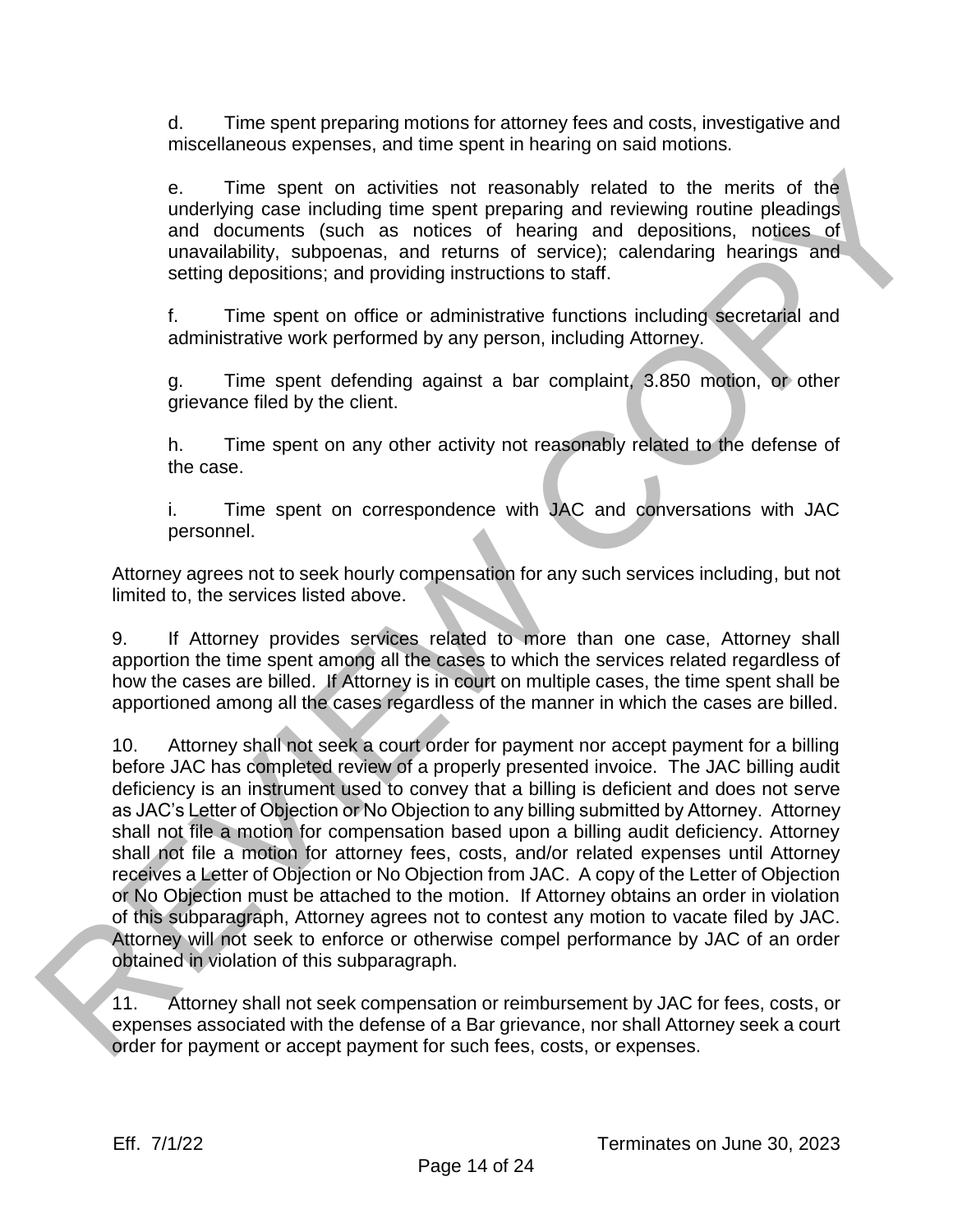d. Time spent preparing motions for attorney fees and costs, investigative and miscellaneous expenses, and time spent in hearing on said motions.

e. Time spent on activities not reasonably related to the merits of the underlying case including time spent preparing and reviewing routine pleadings and documents (such as notices of hearing and depositions, notices of unavailability, subpoenas, and returns of service); calendaring hearings and setting depositions; and providing instructions to staff.

f. Time spent on office or administrative functions including secretarial and administrative work performed by any person, including Attorney.

g. Time spent defending against a bar complaint, 3.850 motion, or other grievance filed by the client.

h. Time spent on any other activity not reasonably related to the defense of the case.

i. Time spent on correspondence with JAC and conversations with JAC personnel.

Attorney agrees not to seek hourly compensation for any such services including, but not limited to, the services listed above.

9. If Attorney provides services related to more than one case, Attorney shall apportion the time spent among all the cases to which the services related regardless of how the cases are billed. If Attorney is in court on multiple cases, the time spent shall be apportioned among all the cases regardless of the manner in which the cases are billed.

10. Attorney shall not seek a court order for payment nor accept payment for a billing before JAC has completed review of a properly presented invoice. The JAC billing audit deficiency is an instrument used to convey that a billing is deficient and does not serve as JAC's Letter of Objection or No Objection to any billing submitted by Attorney. Attorney shall not file a motion for compensation based upon a billing audit deficiency. Attorney shall not file a motion for attorney fees, costs, and/or related expenses until Attorney receives a Letter of Objection or No Objection from JAC. A copy of the Letter of Objection or No Objection must be attached to the motion. If Attorney obtains an order in violation of this subparagraph, Attorney agrees not to contest any motion to vacate filed by JAC. Attorney will not seek to enforce or otherwise compel performance by JAC of an order obtained in violation of this subparagraph.

11. Attorney shall not seek compensation or reimbursement by JAC for fees, costs, or expenses associated with the defense of a Bar grievance, nor shall Attorney seek a court order for payment or accept payment for such fees, costs, or expenses.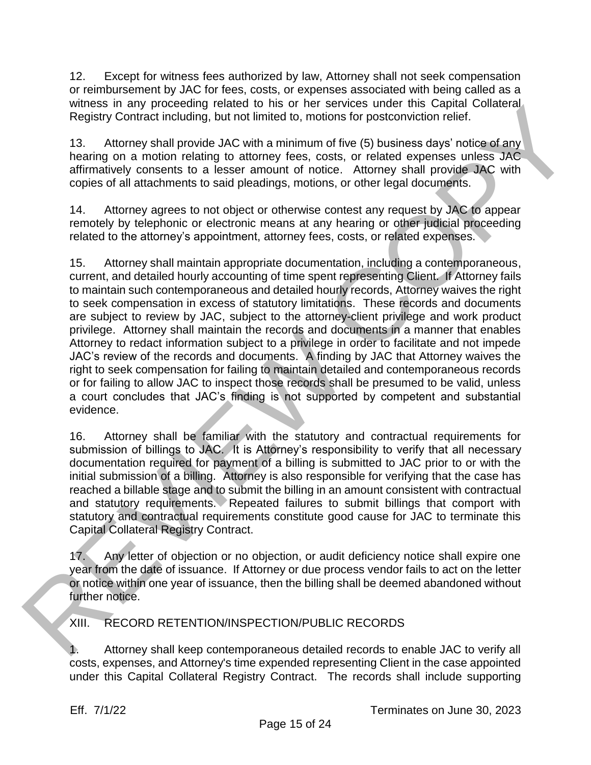12. Except for witness fees authorized by law, Attorney shall not seek compensation or reimbursement by JAC for fees, costs, or expenses associated with being called as a witness in any proceeding related to his or her services under this Capital Collateral Registry Contract including, but not limited to, motions for postconviction relief.

13. Attorney shall provide JAC with a minimum of five (5) business days' notice of any hearing on a motion relating to attorney fees, costs, or related expenses unless JAC affirmatively consents to a lesser amount of notice. Attorney shall provide JAC with copies of all attachments to said pleadings, motions, or other legal documents.

14. Attorney agrees to not object or otherwise contest any request by JAC to appear remotely by telephonic or electronic means at any hearing or other judicial proceeding related to the attorney's appointment, attorney fees, costs, or related expenses.

15. Attorney shall maintain appropriate documentation, including a contemporaneous, current, and detailed hourly accounting of time spent representing Client. If Attorney fails to maintain such contemporaneous and detailed hourly records, Attorney waives the right to seek compensation in excess of statutory limitations. These records and documents are subject to review by JAC, subject to the attorney-client privilege and work product privilege. Attorney shall maintain the records and documents in a manner that enables Attorney to redact information subject to a privilege in order to facilitate and not impede JAC's review of the records and documents. A finding by JAC that Attorney waives the right to seek compensation for failing to maintain detailed and contemporaneous records or for failing to allow JAC to inspect those records shall be presumed to be valid, unless a court concludes that JAC's finding is not supported by competent and substantial evidence.

16. Attorney shall be familiar with the statutory and contractual requirements for submission of billings to JAC. It is Attorney's responsibility to verify that all necessary documentation required for payment of a billing is submitted to JAC prior to or with the initial submission of a billing. Attorney is also responsible for verifying that the case has reached a billable stage and to submit the billing in an amount consistent with contractual and statutory requirements. Repeated failures to submit billings that comport with statutory and contractual requirements constitute good cause for JAC to terminate this Capital Collateral Registry Contract.

17. Any letter of objection or no objection, or audit deficiency notice shall expire one year from the date of issuance. If Attorney or due process vendor fails to act on the letter or notice within one year of issuance, then the billing shall be deemed abandoned without further notice.

## XIII. RECORD RETENTION/INSPECTION/PUBLIC RECORDS

1. Attorney shall keep contemporaneous detailed records to enable JAC to verify all costs, expenses, and Attorney's time expended representing Client in the case appointed under this Capital Collateral Registry Contract. The records shall include supporting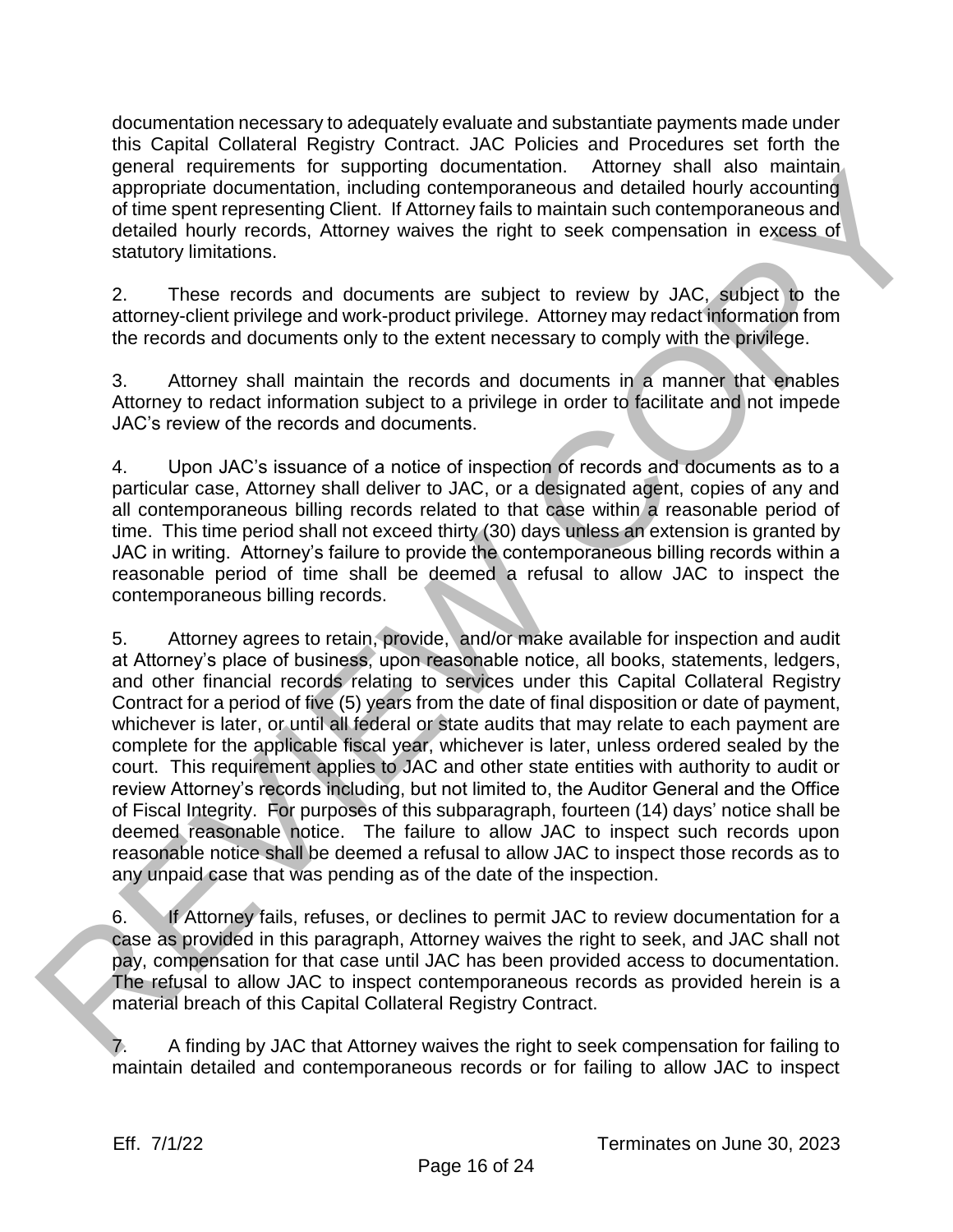documentation necessary to adequately evaluate and substantiate payments made under this Capital Collateral Registry Contract. JAC Policies and Procedures set forth the general requirements for supporting documentation. Attorney shall also maintain appropriate documentation, including contemporaneous and detailed hourly accounting of time spent representing Client. If Attorney fails to maintain such contemporaneous and detailed hourly records, Attorney waives the right to seek compensation in excess of statutory limitations.

2. These records and documents are subject to review by JAC, subject to the attorney-client privilege and work-product privilege. Attorney may redact information from the records and documents only to the extent necessary to comply with the privilege.

3. Attorney shall maintain the records and documents in a manner that enables Attorney to redact information subject to a privilege in order to facilitate and not impede JAC's review of the records and documents.

4. Upon JAC's issuance of a notice of inspection of records and documents as to a particular case, Attorney shall deliver to JAC, or a designated agent, copies of any and all contemporaneous billing records related to that case within a reasonable period of time. This time period shall not exceed thirty (30) days unless an extension is granted by JAC in writing. Attorney's failure to provide the contemporaneous billing records within a reasonable period of time shall be deemed a refusal to allow JAC to inspect the contemporaneous billing records.

5. Attorney agrees to retain, provide, and/or make available for inspection and audit at Attorney's place of business, upon reasonable notice, all books, statements, ledgers, and other financial records relating to services under this Capital Collateral Registry Contract for a period of five (5) years from the date of final disposition or date of payment, whichever is later, or until all federal or state audits that may relate to each payment are complete for the applicable fiscal year, whichever is later, unless ordered sealed by the court. This requirement applies to JAC and other state entities with authority to audit or review Attorney's records including, but not limited to, the Auditor General and the Office of Fiscal Integrity. For purposes of this subparagraph, fourteen (14) days' notice shall be deemed reasonable notice. The failure to allow JAC to inspect such records upon reasonable notice shall be deemed a refusal to allow JAC to inspect those records as to any unpaid case that was pending as of the date of the inspection.

6. If Attorney fails, refuses, or declines to permit JAC to review documentation for a case as provided in this paragraph, Attorney waives the right to seek, and JAC shall not pay, compensation for that case until JAC has been provided access to documentation. The refusal to allow JAC to inspect contemporaneous records as provided herein is a material breach of this Capital Collateral Registry Contract.

7. A finding by JAC that Attorney waives the right to seek compensation for failing to maintain detailed and contemporaneous records or for failing to allow JAC to inspect

Eff. 7/1/22 Terminates on June 30, 2023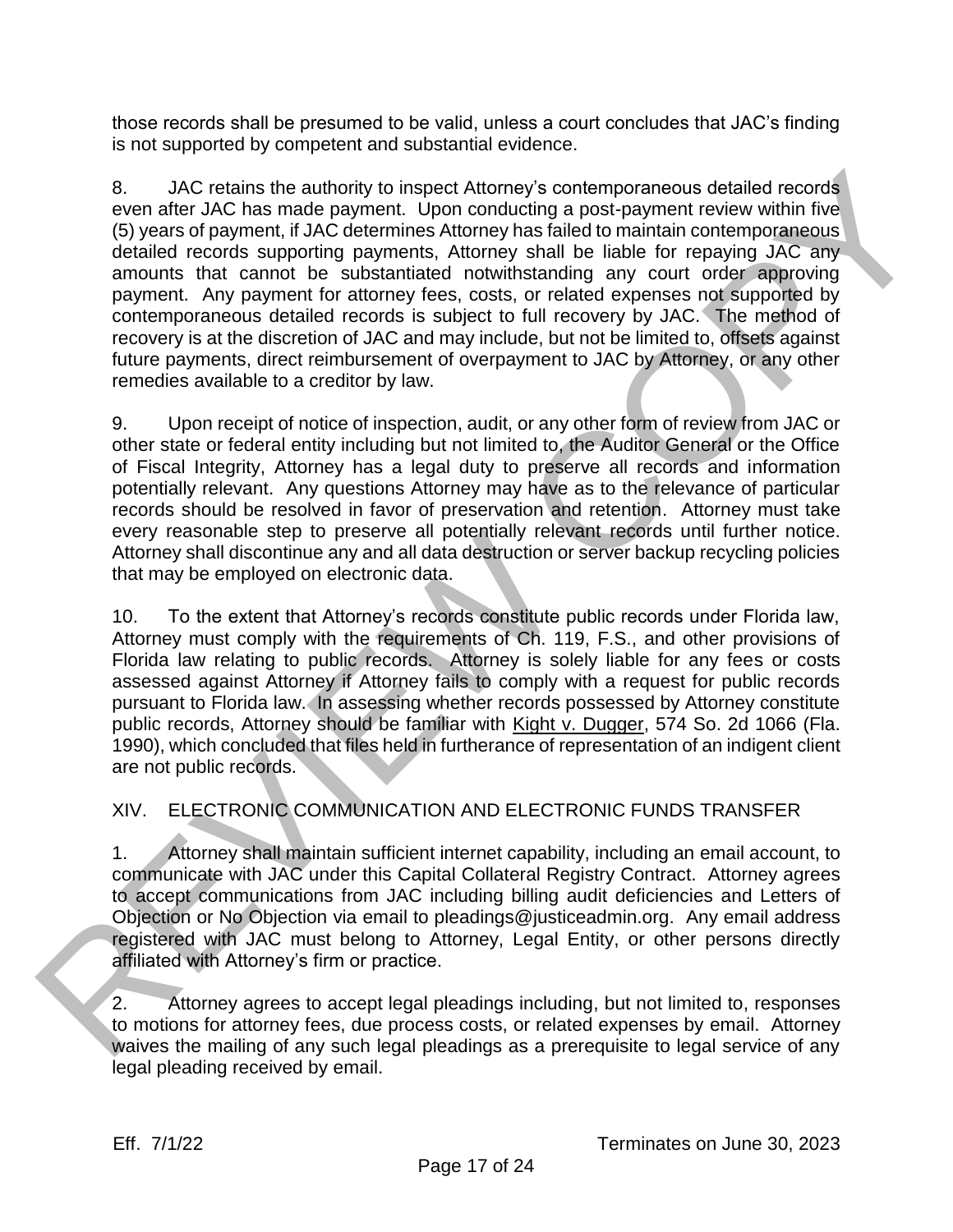those records shall be presumed to be valid, unless a court concludes that JAC's finding is not supported by competent and substantial evidence.

8. JAC retains the authority to inspect Attorney's contemporaneous detailed records even after JAC has made payment. Upon conducting a post-payment review within five (5) years of payment, if JAC determines Attorney has failed to maintain contemporaneous detailed records supporting payments, Attorney shall be liable for repaying JAC any amounts that cannot be substantiated notwithstanding any court order approving payment. Any payment for attorney fees, costs, or related expenses not supported by contemporaneous detailed records is subject to full recovery by JAC. The method of recovery is at the discretion of JAC and may include, but not be limited to, offsets against future payments, direct reimbursement of overpayment to JAC by Attorney, or any other remedies available to a creditor by law.

9. Upon receipt of notice of inspection, audit, or any other form of review from JAC or other state or federal entity including but not limited to, the Auditor General or the Office of Fiscal Integrity, Attorney has a legal duty to preserve all records and information potentially relevant. Any questions Attorney may have as to the relevance of particular records should be resolved in favor of preservation and retention. Attorney must take every reasonable step to preserve all potentially relevant records until further notice. Attorney shall discontinue any and all data destruction or server backup recycling policies that may be employed on electronic data.

10. To the extent that Attorney's records constitute public records under Florida law, Attorney must comply with the requirements of Ch. 119, F.S., and other provisions of Florida law relating to public records. Attorney is solely liable for any fees or costs assessed against Attorney if Attorney fails to comply with a request for public records pursuant to Florida law. In assessing whether records possessed by Attorney constitute public records, Attorney should be familiar with Kight v. Dugger, 574 So. 2d 1066 (Fla. 1990), which concluded that files held in furtherance of representation of an indigent client are not public records.

## XIV. ELECTRONIC COMMUNICATION AND ELECTRONIC FUNDS TRANSFER

1. Attorney shall maintain sufficient internet capability, including an email account, to communicate with JAC under this Capital Collateral Registry Contract. Attorney agrees to accept communications from JAC including billing audit deficiencies and Letters of Objection or No Objection via email to pleadings@justiceadmin.org. Any email address registered with JAC must belong to Attorney, Legal Entity, or other persons directly affiliated with Attorney's firm or practice.

2. Attorney agrees to accept legal pleadings including, but not limited to, responses to motions for attorney fees, due process costs, or related expenses by email. Attorney waives the mailing of any such legal pleadings as a prerequisite to legal service of any legal pleading received by email.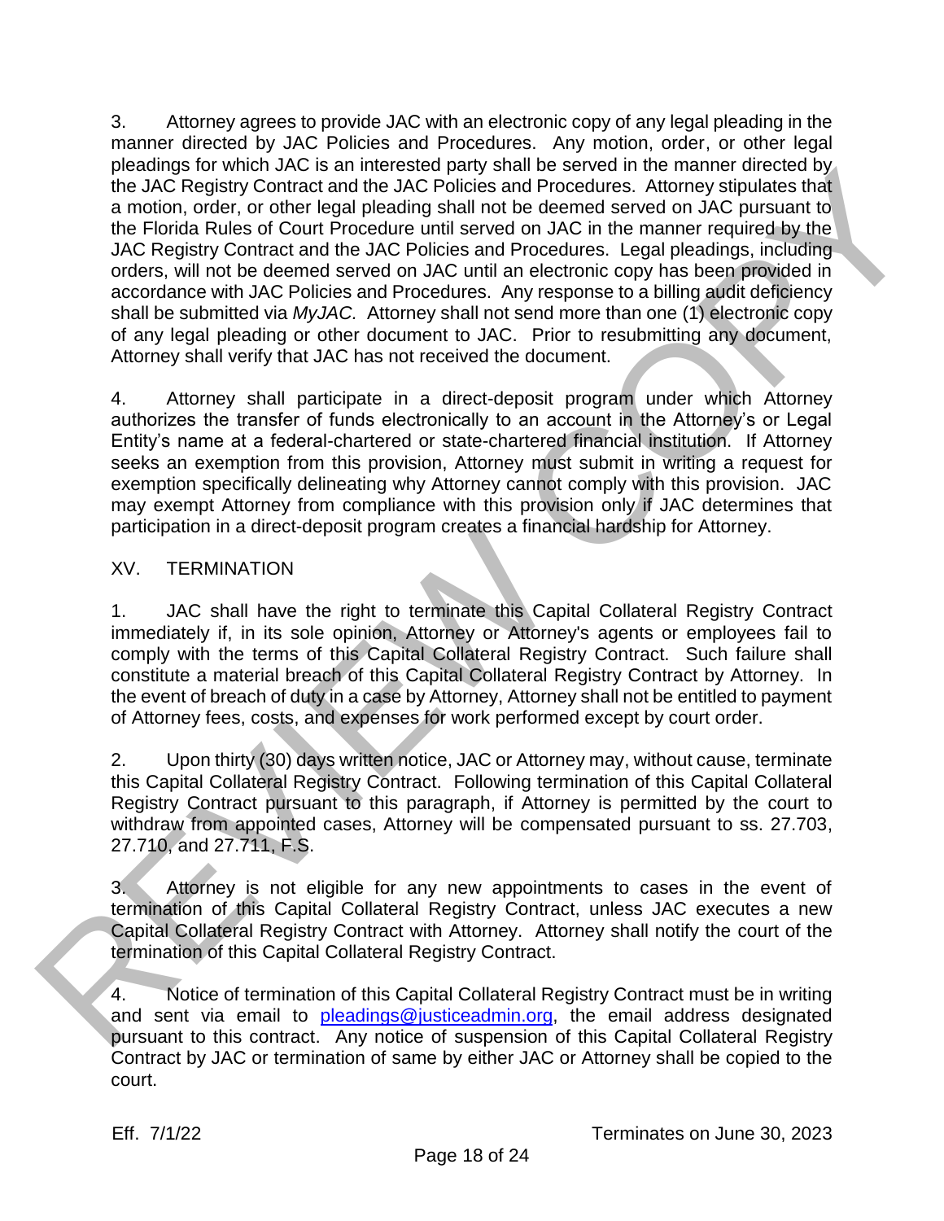3. Attorney agrees to provide JAC with an electronic copy of any legal pleading in the manner directed by JAC Policies and Procedures. Any motion, order, or other legal pleadings for which JAC is an interested party shall be served in the manner directed by the JAC Registry Contract and the JAC Policies and Procedures. Attorney stipulates that a motion, order, or other legal pleading shall not be deemed served on JAC pursuant to the Florida Rules of Court Procedure until served on JAC in the manner required by the JAC Registry Contract and the JAC Policies and Procedures. Legal pleadings, including orders, will not be deemed served on JAC until an electronic copy has been provided in accordance with JAC Policies and Procedures. Any response to a billing audit deficiency shall be submitted via *MyJAC*. Attorney shall not send more than one (1) electronic copy of any legal pleading or other document to JAC. Prior to resubmitting any document, Attorney shall verify that JAC has not received the document.

4. Attorney shall participate in a direct-deposit program under which Attorney authorizes the transfer of funds electronically to an account in the Attorney's or Legal Entity's name at a federal-chartered or state-chartered financial institution. If Attorney seeks an exemption from this provision, Attorney must submit in writing a request for exemption specifically delineating why Attorney cannot comply with this provision. JAC may exempt Attorney from compliance with this provision only if JAC determines that participation in a direct-deposit program creates a financial hardship for Attorney.

## XV. TERMINATION

1. JAC shall have the right to terminate this Capital Collateral Registry Contract immediately if, in its sole opinion, Attorney or Attorney's agents or employees fail to comply with the terms of this Capital Collateral Registry Contract. Such failure shall constitute a material breach of this Capital Collateral Registry Contract by Attorney. In the event of breach of duty in a case by Attorney, Attorney shall not be entitled to payment of Attorney fees, costs, and expenses for work performed except by court order.

2. Upon thirty (30) days written notice, JAC or Attorney may, without cause, terminate this Capital Collateral Registry Contract. Following termination of this Capital Collateral Registry Contract pursuant to this paragraph, if Attorney is permitted by the court to withdraw from appointed cases, Attorney will be compensated pursuant to ss. 27.703, 27.710, and 27.711, F.S.

3. Attorney is not eligible for any new appointments to cases in the event of termination of this Capital Collateral Registry Contract, unless JAC executes a new Capital Collateral Registry Contract with Attorney. Attorney shall notify the court of the termination of this Capital Collateral Registry Contract.

4. Notice of termination of this Capital Collateral Registry Contract must be in writing and sent via email to pleadings@justiceadmin.org, the email address designated pursuant to this contract. Any notice of suspension of this Capital Collateral Registry Contract by JAC or termination of same by either JAC or Attorney shall be copied to the court.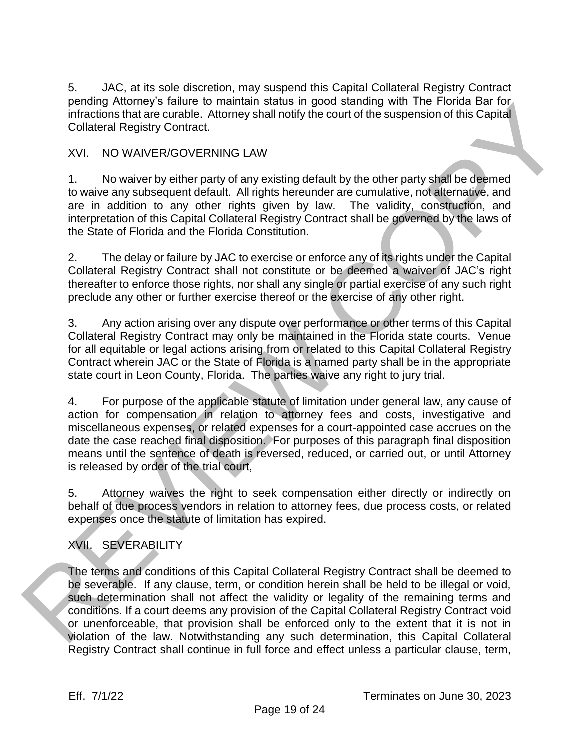5. JAC, at its sole discretion, may suspend this Capital Collateral Registry Contract pending Attorney's failure to maintain status in good standing with The Florida Bar for infractions that are curable. Attorney shall notify the court of the suspension of this Capital Collateral Registry Contract.

## XVI. NO WAIVER/GOVERNING LAW

1. No waiver by either party of any existing default by the other party shall be deemed to waive any subsequent default. All rights hereunder are cumulative, not alternative, and are in addition to any other rights given by law. The validity, construction, and interpretation of this Capital Collateral Registry Contract shall be governed by the laws of the State of Florida and the Florida Constitution.

2. The delay or failure by JAC to exercise or enforce any of its rights under the Capital Collateral Registry Contract shall not constitute or be deemed a waiver of JAC's right thereafter to enforce those rights, nor shall any single or partial exercise of any such right preclude any other or further exercise thereof or the exercise of any other right.

3. Any action arising over any dispute over performance or other terms of this Capital Collateral Registry Contract may only be maintained in the Florida state courts. Venue for all equitable or legal actions arising from or related to this Capital Collateral Registry Contract wherein JAC or the State of Florida is a named party shall be in the appropriate state court in Leon County, Florida. The parties waive any right to jury trial.

4. For purpose of the applicable statute of limitation under general law, any cause of action for compensation in relation to attorney fees and costs, investigative and miscellaneous expenses, or related expenses for a court-appointed case accrues on the date the case reached final disposition. For purposes of this paragraph final disposition means until the sentence of death is reversed, reduced, or carried out, or until Attorney is released by order of the trial court,

5. Attorney waives the right to seek compensation either directly or indirectly on behalf of due process vendors in relation to attorney fees, due process costs, or related expenses once the statute of limitation has expired.

## XVII. SEVERABILITY

The terms and conditions of this Capital Collateral Registry Contract shall be deemed to be severable. If any clause, term, or condition herein shall be held to be illegal or void, such determination shall not affect the validity or legality of the remaining terms and conditions. If a court deems any provision of the Capital Collateral Registry Contract void or unenforceable, that provision shall be enforced only to the extent that it is not in violation of the law. Notwithstanding any such determination, this Capital Collateral Registry Contract shall continue in full force and effect unless a particular clause, term,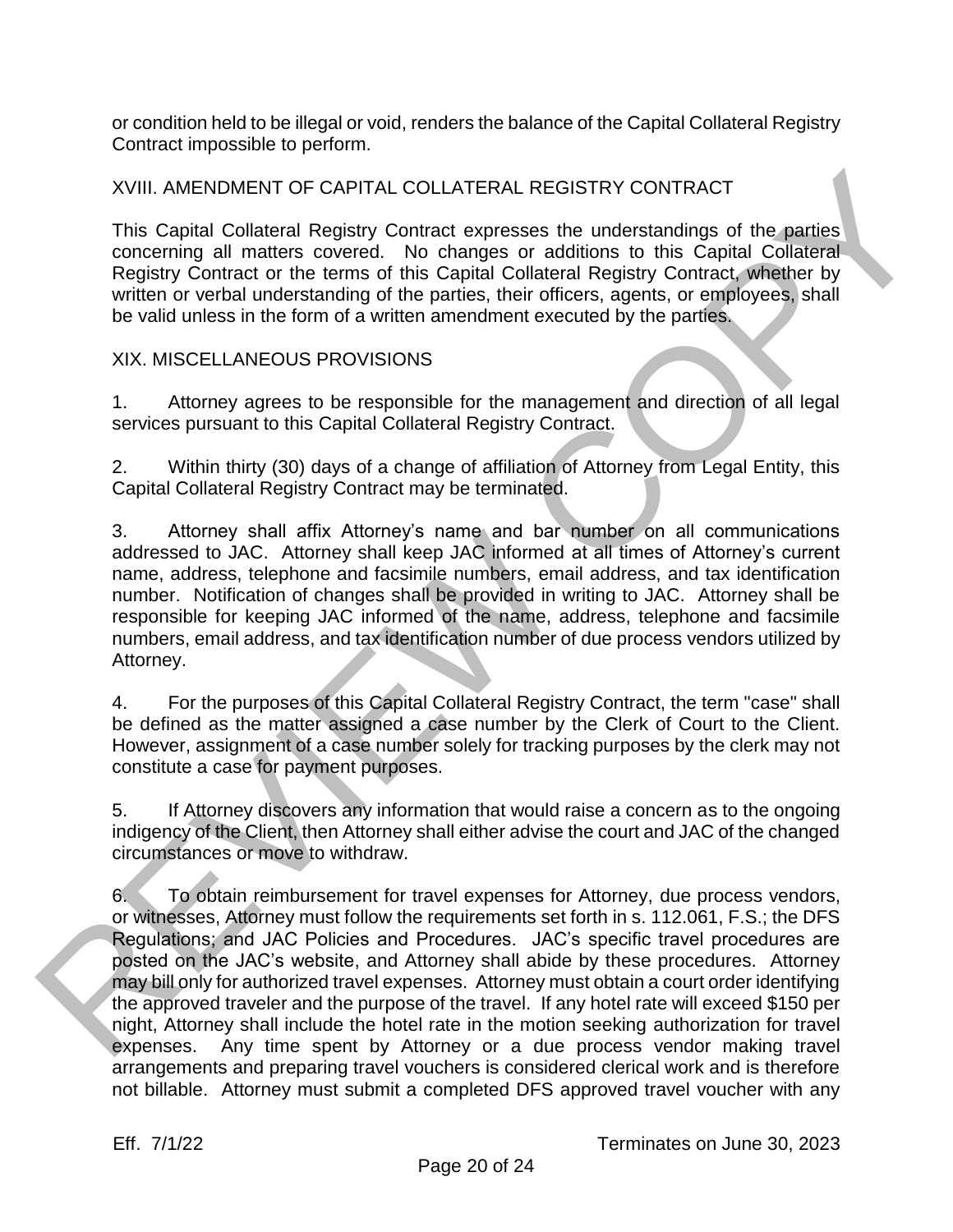or condition held to be illegal or void, renders the balance of the Capital Collateral Registry Contract impossible to perform.

## XVIII. AMENDMENT OF CAPITAL COLLATERAL REGISTRY CONTRACT

This Capital Collateral Registry Contract expresses the understandings of the parties concerning all matters covered. No changes or additions to this Capital Collateral Registry Contract or the terms of this Capital Collateral Registry Contract, whether by written or verbal understanding of the parties, their officers, agents, or employees, shall be valid unless in the form of a written amendment executed by the parties.

## XIX. MISCELLANEOUS PROVISIONS

1. Attorney agrees to be responsible for the management and direction of all legal services pursuant to this Capital Collateral Registry Contract.

2. Within thirty (30) days of a change of affiliation of Attorney from Legal Entity, this Capital Collateral Registry Contract may be terminated.

3. Attorney shall affix Attorney's name and bar number on all communications addressed to JAC. Attorney shall keep JAC informed at all times of Attorney's current name, address, telephone and facsimile numbers, email address, and tax identification number. Notification of changes shall be provided in writing to JAC. Attorney shall be responsible for keeping JAC informed of the name, address, telephone and facsimile numbers, email address, and tax identification number of due process vendors utilized by Attorney.

4. For the purposes of this Capital Collateral Registry Contract, the term "case" shall be defined as the matter assigned a case number by the Clerk of Court to the Client. However, assignment of a case number solely for tracking purposes by the clerk may not constitute a case for payment purposes.

5. If Attorney discovers any information that would raise a concern as to the ongoing indigency of the Client, then Attorney shall either advise the court and JAC of the changed circumstances or move to withdraw.

6. To obtain reimbursement for travel expenses for Attorney, due process vendors, or witnesses, Attorney must follow the requirements set forth in s. 112.061, F.S.; the DFS Regulations; and JAC Policies and Procedures. JAC's specific travel procedures are posted on the JAC's website, and Attorney shall abide by these procedures. Attorney may bill only for authorized travel expenses. Attorney must obtain a court order identifying the approved traveler and the purpose of the travel. If any hotel rate will exceed $150 per night, Attorney shall include the hotel rate in the motion seeking authorization for travel expenses. Any time spent by Attorney or a due process vendor making travel arrangements and preparing travel vouchers is considered clerical work and is therefore not billable. Attorney must submit a completed DFS approved travel voucher with any

Eff. 7/1/22 Terminates on June 30, 2023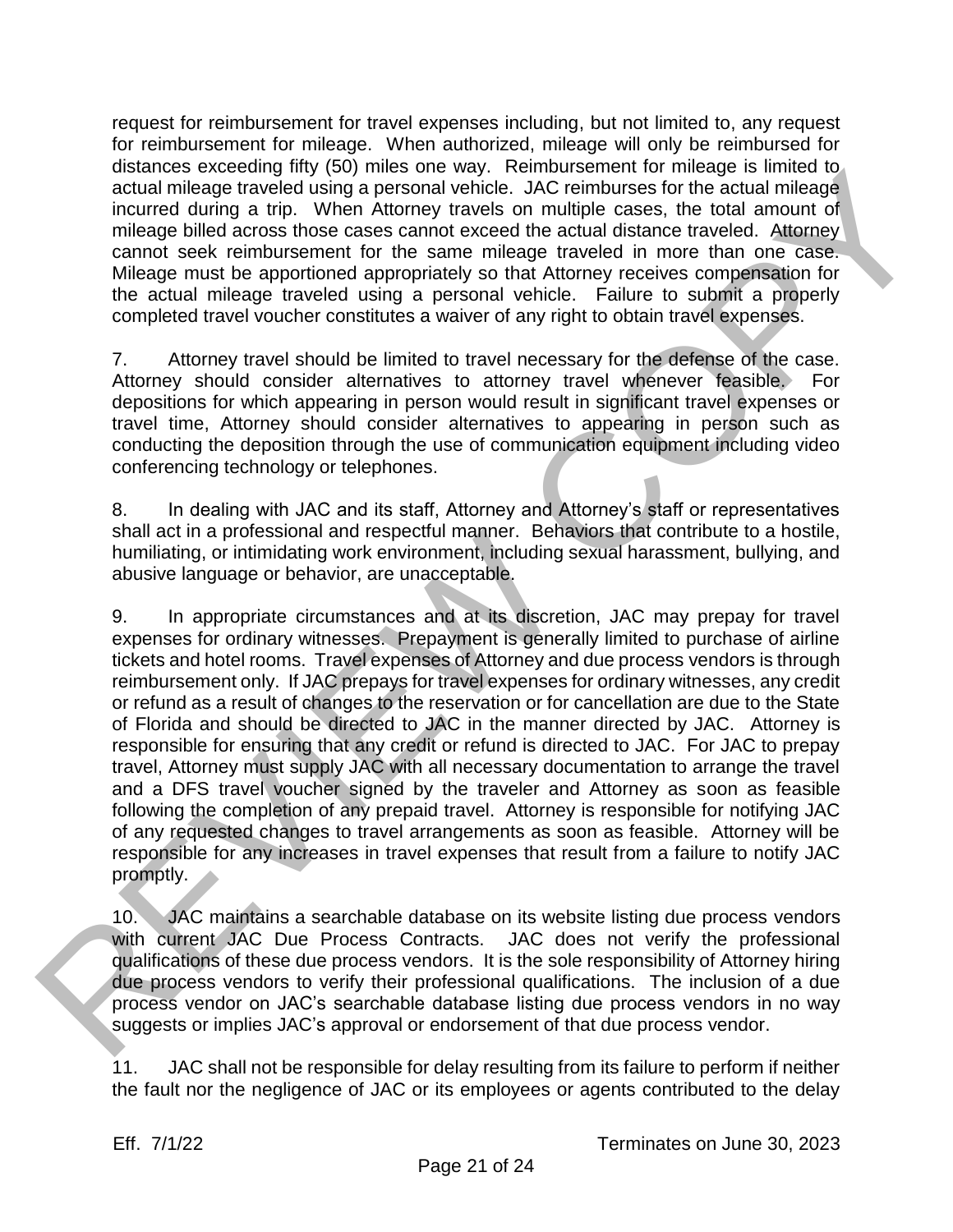request for reimbursement for travel expenses including, but not limited to, any request for reimbursement for mileage. When authorized, mileage will only be reimbursed for distances exceeding fifty (50) miles one way. Reimbursement for mileage is limited to actual mileage traveled using a personal vehicle. JAC reimburses for the actual mileage incurred during a trip. When Attorney travels on multiple cases, the total amount of mileage billed across those cases cannot exceed the actual distance traveled. Attorney cannot seek reimbursement for the same mileage traveled in more than one case. Mileage must be apportioned appropriately so that Attorney receives compensation for the actual mileage traveled using a personal vehicle. Failure to submit a properly completed travel voucher constitutes a waiver of any right to obtain travel expenses.

7. Attorney travel should be limited to travel necessary for the defense of the case. Attorney should consider alternatives to attorney travel whenever feasible. For depositions for which appearing in person would result in significant travel expenses or travel time, Attorney should consider alternatives to appearing in person such as conducting the deposition through the use of communication equipment including video conferencing technology or telephones.

8. In dealing with JAC and its staff, Attorney and Attorney's staff or representatives shall act in a professional and respectful manner. Behaviors that contribute to a hostile, humiliating, or intimidating work environment, including sexual harassment, bullying, and abusive language or behavior, are unacceptable.

9. In appropriate circumstances and at its discretion, JAC may prepay for travel expenses for ordinary witnesses. Prepayment is generally limited to purchase of airline tickets and hotel rooms. Travel expenses of Attorney and due process vendors is through reimbursement only. If JAC prepays for travel expenses for ordinary witnesses, any credit or refund as a result of changes to the reservation or for cancellation are due to the State of Florida and should be directed to JAC in the manner directed by JAC. Attorney is responsible for ensuring that any credit or refund is directed to JAC. For JAC to prepay travel, Attorney must supply JAC with all necessary documentation to arrange the travel and a DFS travel voucher signed by the traveler and Attorney as soon as feasible following the completion of any prepaid travel. Attorney is responsible for notifying JAC of any requested changes to travel arrangements as soon as feasible. Attorney will be responsible for any increases in travel expenses that result from a failure to notify JAC promptly.

10. JAC maintains a searchable database on its website listing due process vendors with current JAC Due Process Contracts. JAC does not verify the professional qualifications of these due process vendors. It is the sole responsibility of Attorney hiring due process vendors to verify their professional qualifications. The inclusion of a due process vendor on JAC's searchable database listing due process vendors in no way suggests or implies JAC's approval or endorsement of that due process vendor.

11. JAC shall not be responsible for delay resulting from its failure to perform if neither the fault nor the negligence of JAC or its employees or agents contributed to the delay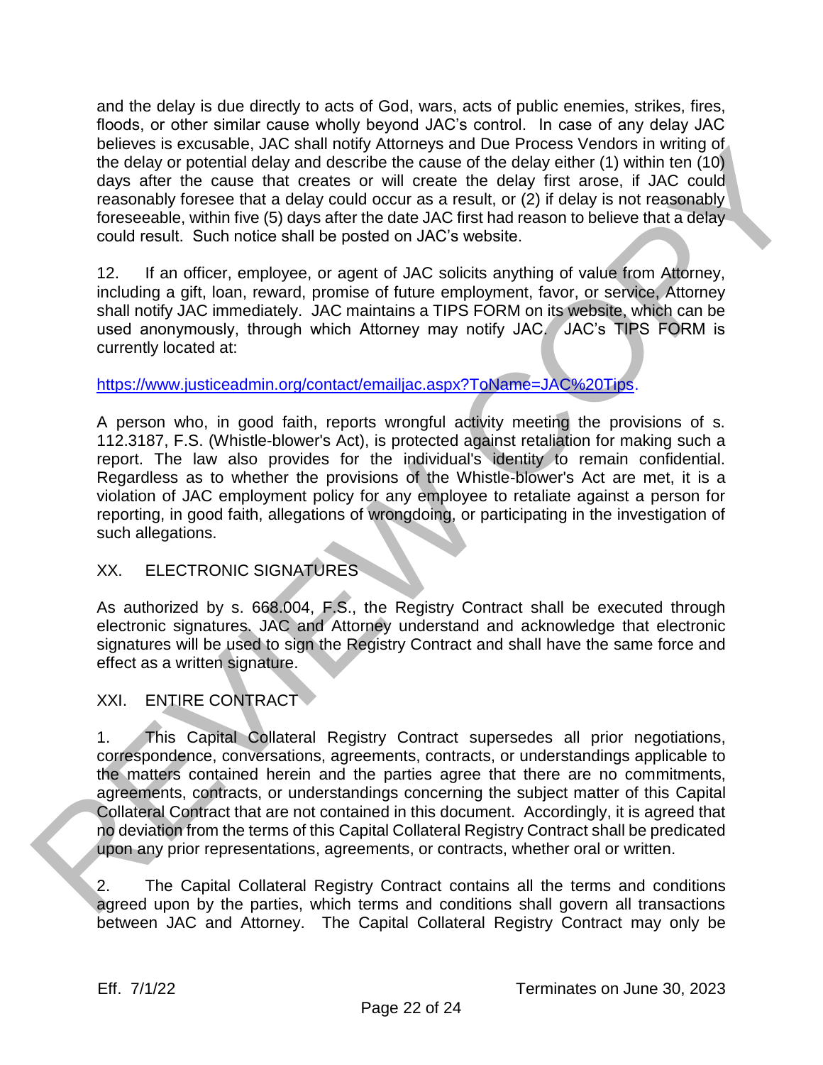and the delay is due directly to acts of God, wars, acts of public enemies, strikes, fires, floods, or other similar cause wholly beyond JAC's control. In case of any delay JAC believes is excusable, JAC shall notify Attorneys and Due Process Vendors in writing of the delay or potential delay and describe the cause of the delay either (1) within ten (10) days after the cause that creates or will create the delay first arose, if JAC could reasonably foresee that a delay could occur as a result, or (2) if delay is not reasonably foreseeable, within five (5) days after the date JAC first had reason to believe that a delay could result. Such notice shall be posted on JAC's website.

12. If an officer, employee, or agent of JAC solicits anything of value from Attorney, including a gift, loan, reward, promise of future employment, favor, or service, Attorney shall notify JAC immediately. JAC maintains a TIPS FORM on its website, which can be used anonymously, through which Attorney may notify JAC. JAC's TIPS FORM is currently located at:

https://www.justiceadmin.org/contact/emailjac.aspx?ToName=JAC%20Tips.

A person who, in good faith, reports wrongful activity meeting the provisions of s. 112.3187, F.S. (Whistle-blower's Act), is protected against retaliation for making such a report. The law also provides for the individual's identity to remain confidential. Regardless as to whether the provisions of the Whistle-blower's Act are met, it is a violation of JAC employment policy for any employee to retaliate against a person for reporting, in good faith, allegations of wrongdoing, or participating in the investigation of such allegations.

## XX. ELECTRONIC SIGNATURES

As authorized by s. 668.004, F.S., the Registry Contract shall be executed through electronic signatures. JAC and Attorney understand and acknowledge that electronic signatures will be used to sign the Registry Contract and shall have the same force and effect as a written signature.

## XXI. ENTIRE CONTRACT

1. This Capital Collateral Registry Contract supersedes all prior negotiations, correspondence, conversations, agreements, contracts, or understandings applicable to the matters contained herein and the parties agree that there are no commitments, agreements, contracts, or understandings concerning the subject matter of this Capital Collateral Contract that are not contained in this document. Accordingly, it is agreed that no deviation from the terms of this Capital Collateral Registry Contract shall be predicated upon any prior representations, agreements, or contracts, whether oral or written.

2. The Capital Collateral Registry Contract contains all the terms and conditions agreed upon by the parties, which terms and conditions shall govern all transactions between JAC and Attorney. The Capital Collateral Registry Contract may only be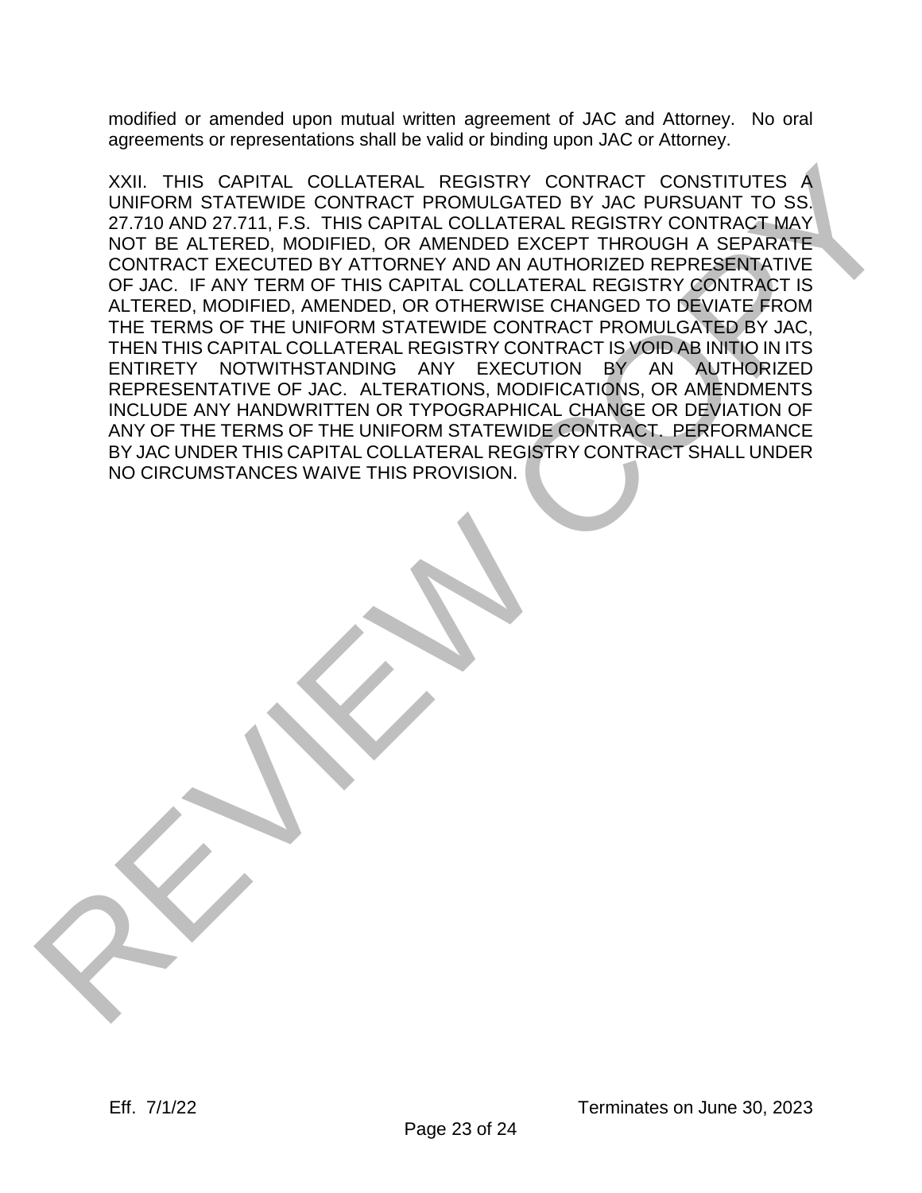modified or amended upon mutual written agreement of JAC and Attorney. No oral agreements or representations shall be valid or binding upon JAC or Attorney.

XXII. THIS CAPITAL COLLATERAL REGISTRY CONTRACT CONSTITUTES A UNIFORM STATEWIDE CONTRACT PROMULGATED BY JAC PURSUANT TO SS. 27.710 AND 27.711, F.S. THIS CAPITAL COLLATERAL REGISTRY CONTRACT MAY NOT BE ALTERED, MODIFIED, OR AMENDED EXCEPT THROUGH A SEPARATE CONTRACT EXECUTED BY ATTORNEY AND AN AUTHORIZED REPRESENTATIVE OF JAC. IF ANY TERM OF THIS CAPITAL COLLATERAL REGISTRY CONTRACT IS ALTERED, MODIFIED, AMENDED, OR OTHERWISE CHANGED TO DEVIATE FROM THE TERMS OF THE UNIFORM STATEWIDE CONTRACT PROMULGATED BY JAC, THEN THIS CAPITAL COLLATERAL REGISTRY CONTRACT IS VOID AB INITIO IN ITS ENTIRETY NOTWITHSTANDING ANY EXECUTION BY AN AUTHORIZED REPRESENTATIVE OF JAC. ALTERATIONS, MODIFICATIONS, OR AMENDMENTS INCLUDE ANY HANDWRITTEN OR TYPOGRAPHICAL CHANGE OR DEVIATION OF ANY OF THE TERMS OF THE UNIFORM STATEWIDE CONTRACT. PERFORMANCE BY JAC UNDER THIS CAPITAL COLLATERAL REGISTRY CONTRACT SHALL UNDER NO CIRCUMSTANCES WAIVE THIS PROVISION.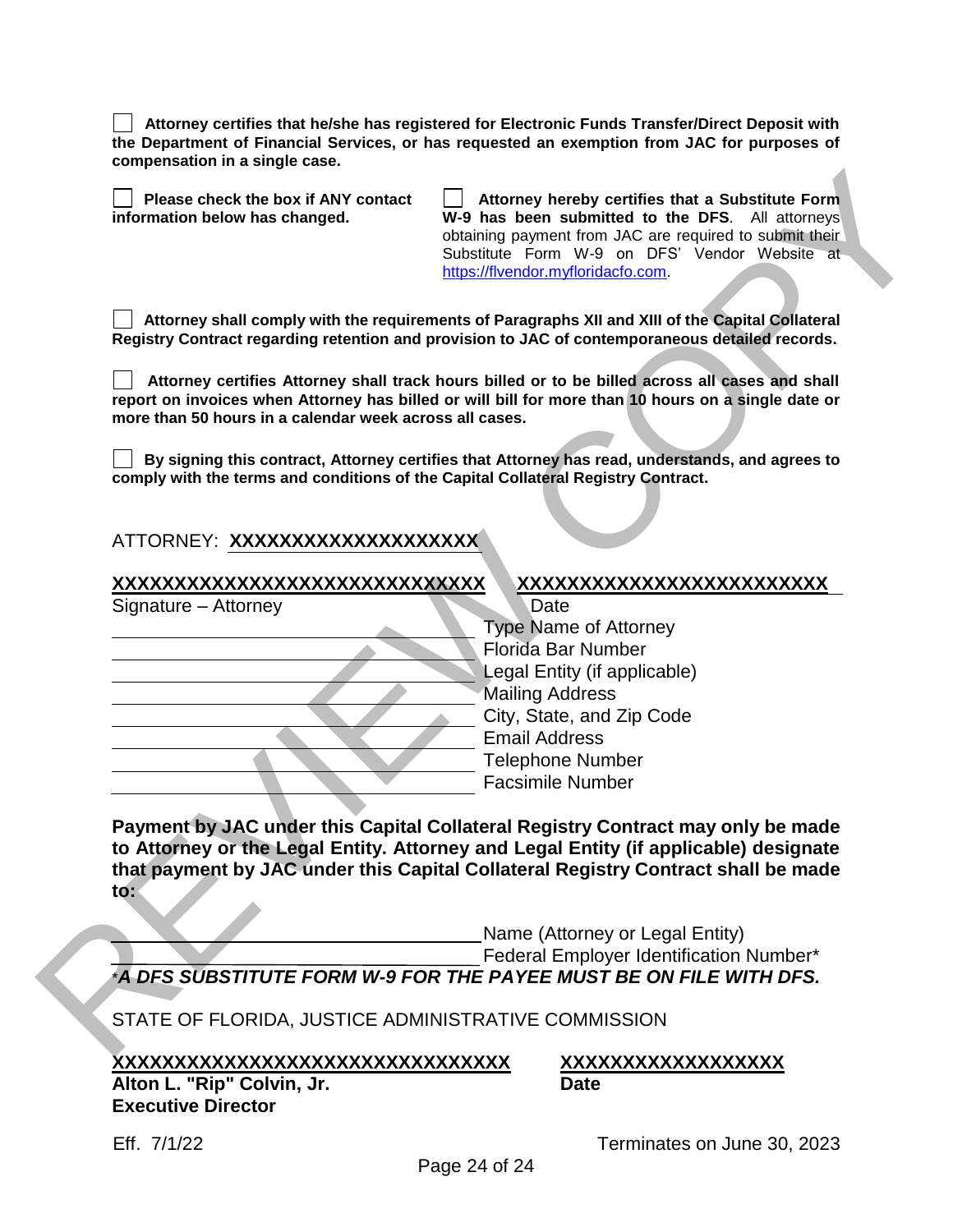☐ **Attorney certifies that he/she has registered for Electronic Funds Transfer/Direct Deposit with the Department of Financial Services, or has requested an exemption from JAC for purposes of compensation in a single case.**

☐ **Please check the box if ANY contact information below has changed.**

☐ **Attorney hereby certifies that a Substitute Form W-9 has been submitted to the DFS**. All attorneys obtaining payment from JAC are required to submit their Substitute Form W-9 on DFS' Vendor Website at https://flvendor.myfloridacfo.com.

☐ **Attorney shall comply with the requirements of Paragraphs XII and XIII of the Capital Collateral Registry Contract regarding retention and provision to JAC of contemporaneous detailed records.**

☐ **Attorney certifies Attorney shall track hours billed or to be billed across all cases and shall report on invoices when Attorney has billed or will bill for more than 10 hours on a single date or more than 50 hours in a calendar week across all cases.**

☐ **By signing this contract, Attorney certifies that Attorney has read, understands, and agrees to comply with the terms and conditions of the Capital Collateral Registry Contract.**

ATTORNEY: **XXXXXXXXXXXXXXXXXXXX**

**XXXXXXXXXXXXXXXXXXXXXXXXXXXXXXX** — **XXXXXXXXXXXXXXXXXXXXXXXXXX**
Signature – Attorney — Date

_______________________ Type Name of Attorney
_______________________ Florida Bar Number
_______________________ Legal Entity (if applicable)
_______________________ Mailing Address
_______________________ City, State, and Zip Code
_______________________ Email Address
_______________________ Telephone Number
_______________________ Facsimile Number

**Payment by JAC under this Capital Collateral Registry Contract may only be made to Attorney or the Legal Entity. Attorney and Legal Entity (if applicable) designate that payment by JAC under this Capital Collateral Registry Contract shall be made to:**

_______________________ Name (Attorney or Legal Entity)
_______________________ Federal Employer Identification Number*

****A DFS SUBSTITUTE FORM W-9 FOR THE PAYEE MUST BE ON FILE WITH DFS.***

STATE OF FLORIDA, JUSTICE ADMINISTRATIVE COMMISSION

**XXXXXXXXXXXXXXXXXXXXXXXXXXXXXXXXX** — **XXXXXXXXXXXXXXXXXX**
**Alton L. "Rip" Colvin, Jr.** — **Date**
**Executive Director**

Eff. 7/1/22 — Terminates on June 30, 2023